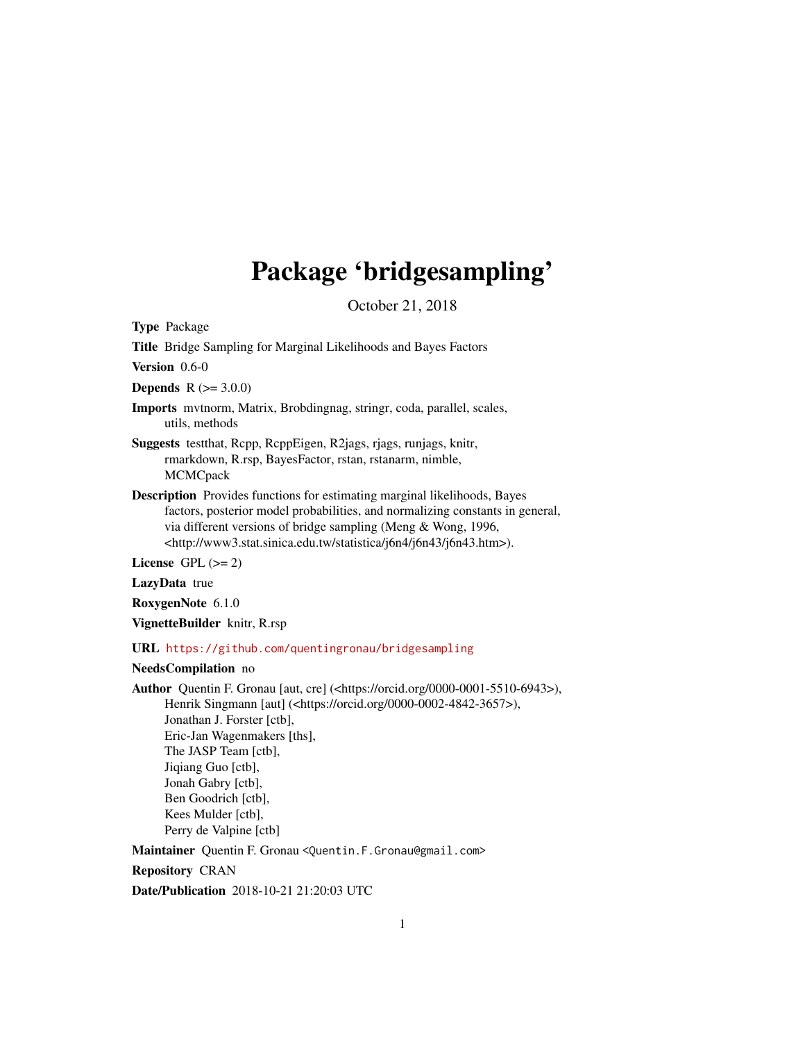# Package 'bridgesampling'

October 21, 2018

**Type** Package

**Title** Bridge Sampling for Marginal Likelihoods and Bayes Factors

**Version** 0.6-0

**Depends** R (>= 3.0.0)

**Imports** mvtnorm, Matrix, Brobdingnag, stringr, coda, parallel, scales, utils, methods

**Suggests** testthat, Rcpp, RcppEigen, R2jags, rjags, runjags, knitr, rmarkdown, R.rsp, BayesFactor, rstan, rstanarm, nimble, MCMCpack

**Description** Provides functions for estimating marginal likelihoods, Bayes factors, posterior model probabilities, and normalizing constants in general, via different versions of bridge sampling (Meng & Wong, 1996, <http://www3.stat.sinica.edu.tw/statistica/j6n4/j6n43/j6n43.htm>).

**License** GPL (>= 2)

**LazyData** true

**RoxygenNote** 6.1.0

**VignetteBuilder** knitr, R.rsp

**URL** https://github.com/quentingronau/bridgesampling

**NeedsCompilation** no

**Author** Quentin F. Gronau [aut, cre] (<https://orcid.org/0000-0001-5510-6943>), Henrik Singmann [aut] (<https://orcid.org/0000-0002-4842-3657>), Jonathan J. Forster [ctb], Eric-Jan Wagenmakers [ths], The JASP Team [ctb], Jiqiang Guo [ctb], Jonah Gabry [ctb], Ben Goodrich [ctb], Kees Mulder [ctb], Perry de Valpine [ctb]

**Maintainer** Quentin F. Gronau <Quentin.F.Gronau@gmail.com>

**Repository** CRAN

**Date/Publication** 2018-10-21 21:20:03 UTC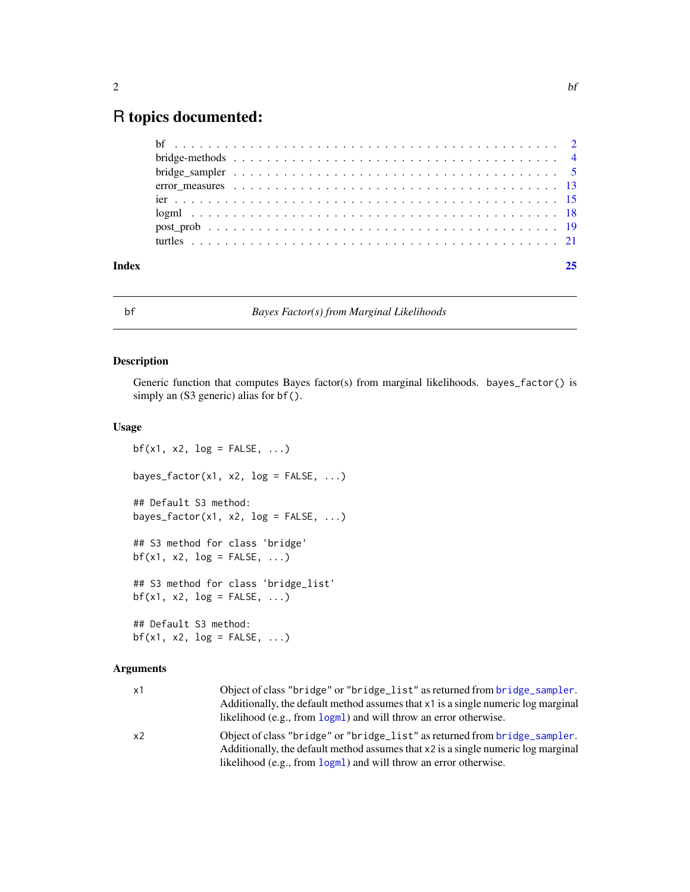# R topics documented:

| | |
|---|---|
| bf | 2 |
| bridge-methods | 4 |
| bridge_sampler | 5 |
| error_measures | 13 |
| ier | 15 |
| logml | 18 |
| post_prob | 19 |
| turtles | 21 |
| **Index** | **25** |

---

## bf — *Bayes Factor(s) from Marginal Likelihoods*

---

### Description

Generic function that computes Bayes factor(s) from marginal likelihoods. `bayes_factor()` is simply an (S3 generic) alias for `bf()`.

### Usage

```
bf(x1, x2, log = FALSE, ...)

bayes_factor(x1, x2, log = FALSE, ...)

## Default S3 method:
bayes_factor(x1, x2, log = FALSE, ...)

## S3 method for class 'bridge'
bf(x1, x2, log = FALSE, ...)

## S3 method for class 'bridge_list'
bf(x1, x2, log = FALSE, ...)

## Default S3 method:
bf(x1, x2, log = FALSE, ...)
```

### Arguments

| | |
|---|---|
| `x1` | Object of class `"bridge"` or `"bridge_list"` as returned from `bridge_sampler`. Additionally, the default method assumes that `x1` is a single numeric log marginal likelihood (e.g., from `logml`) and will throw an error otherwise. |
| `x2` | Object of class `"bridge"` or `"bridge_list"` as returned from `bridge_sampler`. Additionally, the default method assumes that `x2` is a single numeric log marginal likelihood (e.g., from `logml`) and will throw an error otherwise. |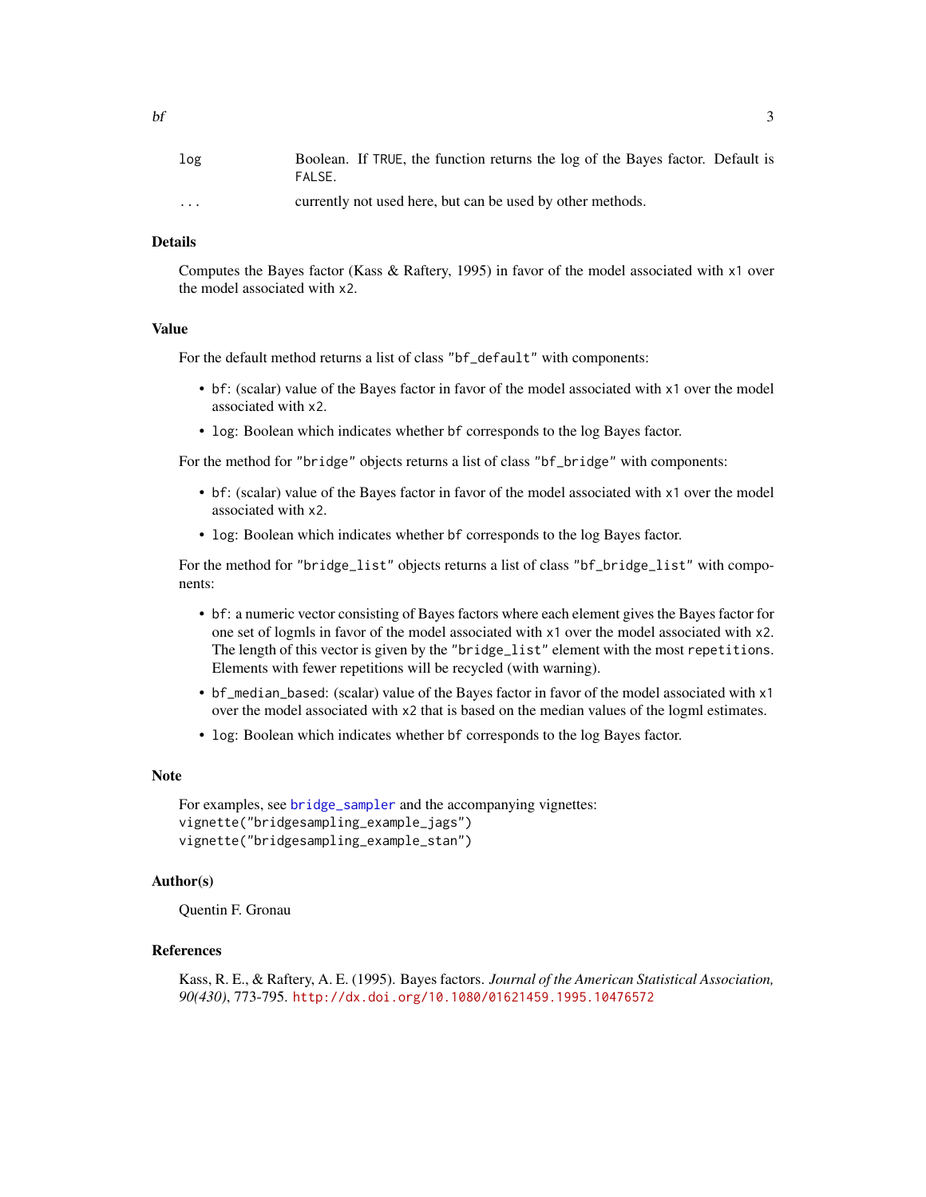| | |
|---|---|
| log | Boolean. If TRUE, the function returns the log of the Bayes factor. Default is FALSE. |
| ... | currently not used here, but can be used by other methods. |

### Details

Computes the Bayes factor (Kass & Raftery, 1995) in favor of the model associated with x1 over the model associated with x2.

### Value

For the default method returns a list of class "bf_default" with components:

- bf: (scalar) value of the Bayes factor in favor of the model associated with x1 over the model associated with x2.
- log: Boolean which indicates whether bf corresponds to the log Bayes factor.

For the method for "bridge" objects returns a list of class "bf_bridge" with components:

- bf: (scalar) value of the Bayes factor in favor of the model associated with x1 over the model associated with x2.
- log: Boolean which indicates whether bf corresponds to the log Bayes factor.

For the method for "bridge_list" objects returns a list of class "bf_bridge_list" with components:

- bf: a numeric vector consisting of Bayes factors where each element gives the Bayes factor for one set of logmls in favor of the model associated with x1 over the model associated with x2. The length of this vector is given by the "bridge_list" element with the most repetitions. Elements with fewer repetitions will be recycled (with warning).
- bf_median_based: (scalar) value of the Bayes factor in favor of the model associated with x1 over the model associated with x2 that is based on the median values of the logml estimates.
- log: Boolean which indicates whether bf corresponds to the log Bayes factor.

### Note

For examples, see bridge_sampler and the accompanying vignettes:
```
vignette("bridgesampling_example_jags")
vignette("bridgesampling_example_stan")
```

### Author(s)

Quentin F. Gronau

### References

Kass, R. E., & Raftery, A. E. (1995). Bayes factors. *Journal of the American Statistical Association, 90(430)*, 773-795. http://dx.doi.org/10.1080/01621459.1995.10476572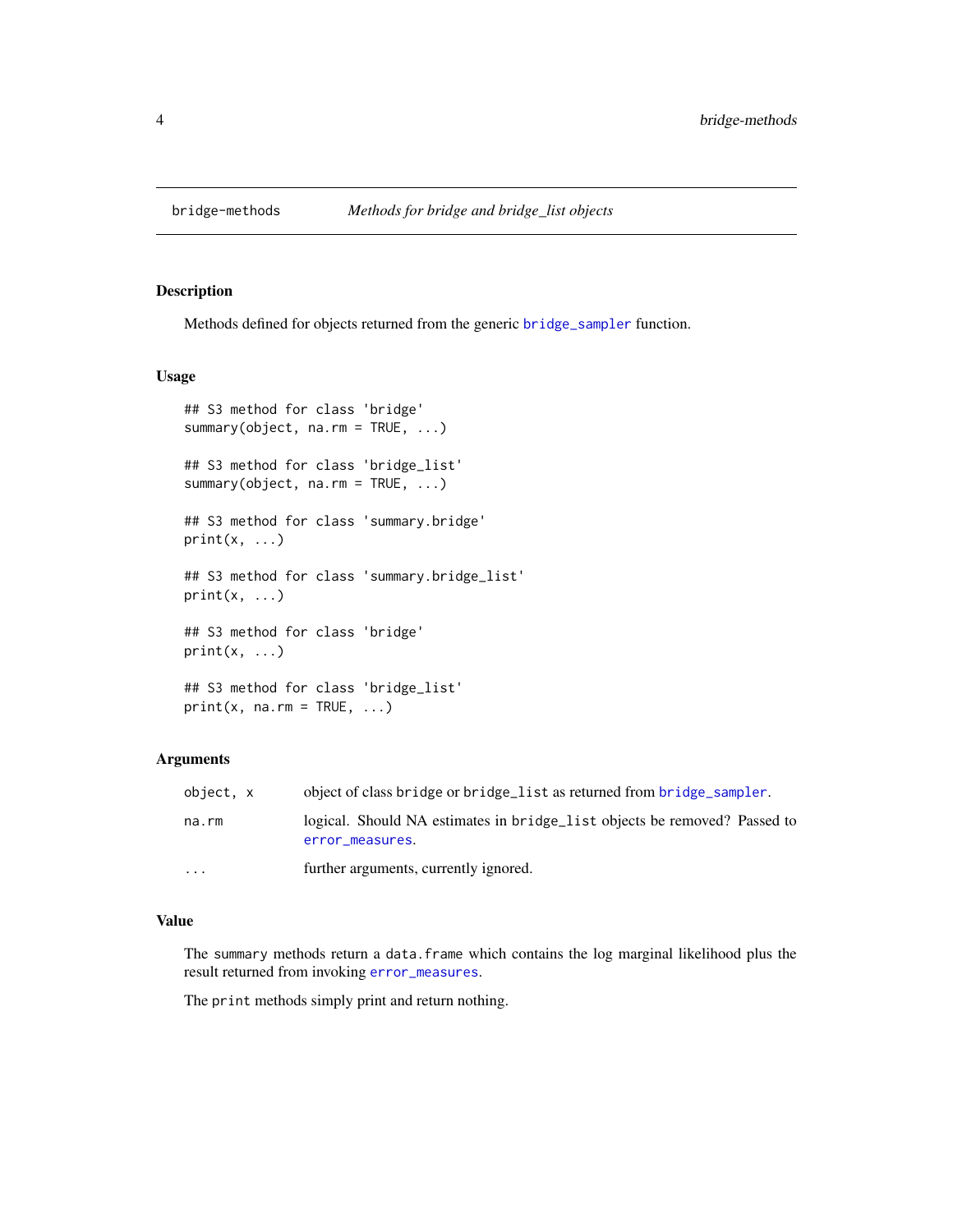`bridge-methods` *Methods for bridge and bridge_list objects*

## Description

Methods defined for objects returned from the generic `bridge_sampler` function.

## Usage

```
## S3 method for class 'bridge'
summary(object, na.rm = TRUE, ...)

## S3 method for class 'bridge_list'
summary(object, na.rm = TRUE, ...)

## S3 method for class 'summary.bridge'
print(x, ...)

## S3 method for class 'summary.bridge_list'
print(x, ...)

## S3 method for class 'bridge'
print(x, ...)

## S3 method for class 'bridge_list'
print(x, na.rm = TRUE, ...)
```

## Arguments

| | |
|---|---|
| `object, x` | object of class `bridge` or `bridge_list` as returned from `bridge_sampler`. |
| `na.rm` | logical. Should NA estimates in `bridge_list` objects be removed? Passed to `error_measures`. |
| `...` | further arguments, currently ignored. |

## Value

The `summary` methods return a `data.frame` which contains the log marginal likelihood plus the result returned from invoking `error_measures`.

The `print` methods simply print and return nothing.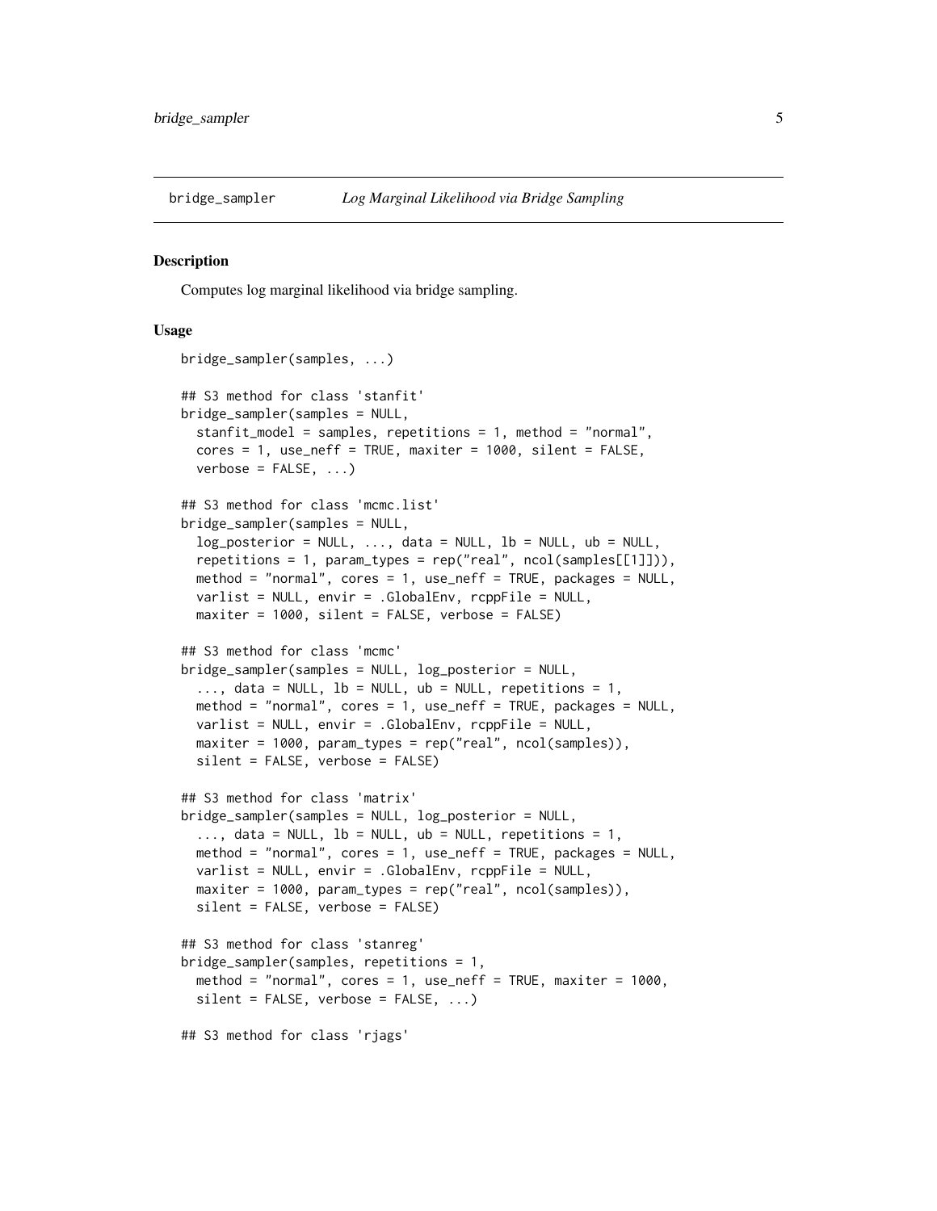`bridge_sampler` *Log Marginal Likelihood via Bridge Sampling*

## Description

Computes log marginal likelihood via bridge sampling.

## Usage

```
bridge_sampler(samples, ...)

## S3 method for class 'stanfit'
bridge_sampler(samples = NULL,
  stanfit_model = samples, repetitions = 1, method = "normal",
  cores = 1, use_neff = TRUE, maxiter = 1000, silent = FALSE,
  verbose = FALSE, ...)

## S3 method for class 'mcmc.list'
bridge_sampler(samples = NULL,
  log_posterior = NULL, ..., data = NULL, lb = NULL, ub = NULL,
  repetitions = 1, param_types = rep("real", ncol(samples[[1]])),
  method = "normal", cores = 1, use_neff = TRUE, packages = NULL,
  varlist = NULL, envir = .GlobalEnv, rcppFile = NULL,
  maxiter = 1000, silent = FALSE, verbose = FALSE)

## S3 method for class 'mcmc'
bridge_sampler(samples = NULL, log_posterior = NULL,
  ..., data = NULL, lb = NULL, ub = NULL, repetitions = 1,
  method = "normal", cores = 1, use_neff = TRUE, packages = NULL,
  varlist = NULL, envir = .GlobalEnv, rcppFile = NULL,
  maxiter = 1000, param_types = rep("real", ncol(samples)),
  silent = FALSE, verbose = FALSE)

## S3 method for class 'matrix'
bridge_sampler(samples = NULL, log_posterior = NULL,
  ..., data = NULL, lb = NULL, ub = NULL, repetitions = 1,
  method = "normal", cores = 1, use_neff = TRUE, packages = NULL,
  varlist = NULL, envir = .GlobalEnv, rcppFile = NULL,
  maxiter = 1000, param_types = rep("real", ncol(samples)),
  silent = FALSE, verbose = FALSE)

## S3 method for class 'stanreg'
bridge_sampler(samples, repetitions = 1,
  method = "normal", cores = 1, use_neff = TRUE, maxiter = 1000,
  silent = FALSE, verbose = FALSE, ...)

## S3 method for class 'rjags'
```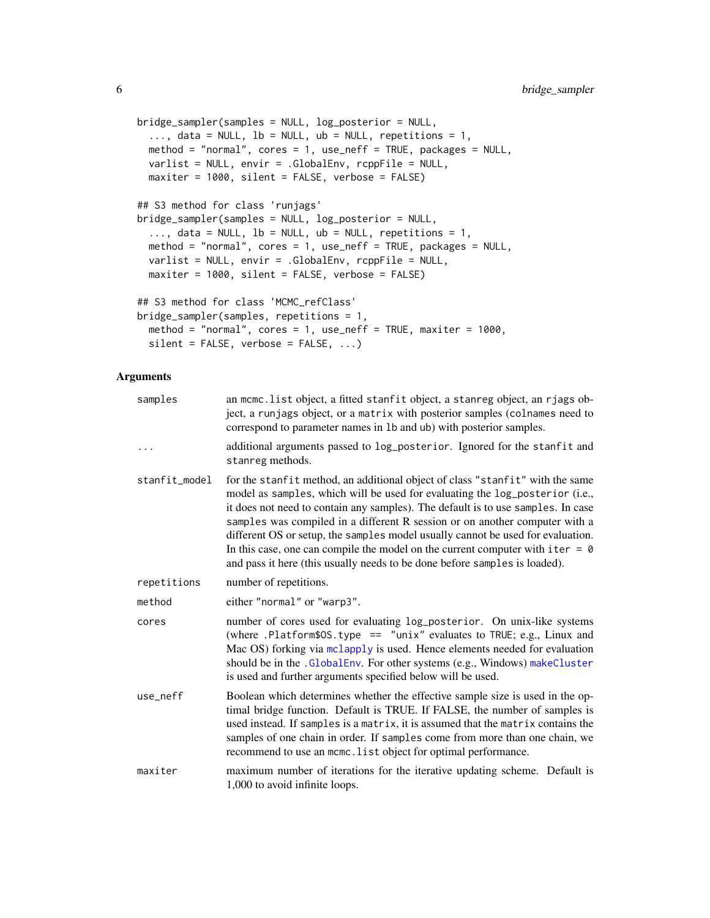```
bridge_sampler(samples = NULL, log_posterior = NULL,
  ..., data = NULL, lb = NULL, ub = NULL, repetitions = 1,
  method = "normal", cores = 1, use_neff = TRUE, packages = NULL,
  varlist = NULL, envir = .GlobalEnv, rcppFile = NULL,
  maxiter = 1000, silent = FALSE, verbose = FALSE)

## S3 method for class 'runjags'
bridge_sampler(samples = NULL, log_posterior = NULL,
  ..., data = NULL, lb = NULL, ub = NULL, repetitions = 1,
  method = "normal", cores = 1, use_neff = TRUE, packages = NULL,
  varlist = NULL, envir = .GlobalEnv, rcppFile = NULL,
  maxiter = 1000, silent = FALSE, verbose = FALSE)

## S3 method for class 'MCMC_refClass'
bridge_sampler(samples, repetitions = 1,
  method = "normal", cores = 1, use_neff = TRUE, maxiter = 1000,
  silent = FALSE, verbose = FALSE, ...)
```

## Arguments

| | |
|---|---|
| `samples` | an `mcmc.list` object, a fitted `stanfit` object, a `stanreg` object, an `rjags` object, a `runjags` object, or a `matrix` with posterior samples (`colnames` need to correspond to parameter names in `lb` and `ub`) with posterior samples. |
| `...` | additional arguments passed to `log_posterior`. Ignored for the `stanfit` and `stanreg` methods. |
| `stanfit_model` | for the `stanfit` method, an additional object of class `"stanfit"` with the same model as `samples`, which will be used for evaluating the `log_posterior` (i.e., it does not need to contain any samples). The default is to use `samples`. In case `samples` was compiled in a different R session or on another computer with a different OS or setup, the `samples` model usually cannot be used for evaluation. In this case, one can compile the model on the current computer with `iter = 0` and pass it here (this usually needs to be done before `samples` is loaded). |
| `repetitions` | number of repetitions. |
| `method` | either `"normal"` or `"warp3"`. |
| `cores` | number of cores used for evaluating `log_posterior`. On unix-like systems (where `.Platform$OS.type == "unix"` evaluates to `TRUE`; e.g., Linux and Mac OS) forking via `mclapply` is used. Hence elements needed for evaluation should be in the `.GlobalEnv`. For other systems (e.g., Windows) `makeCluster` is used and further arguments specified below will be used. |
| `use_neff` | Boolean which determines whether the effective sample size is used in the optimal bridge function. Default is TRUE. If FALSE, the number of samples is used instead. If `samples` is a `matrix`, it is assumed that the `matrix` contains the samples of one chain in order. If `samples` come from more than one chain, we recommend to use an `mcmc.list` object for optimal performance. |
| `maxiter` | maximum number of iterations for the iterative updating scheme. Default is 1,000 to avoid infinite loops. |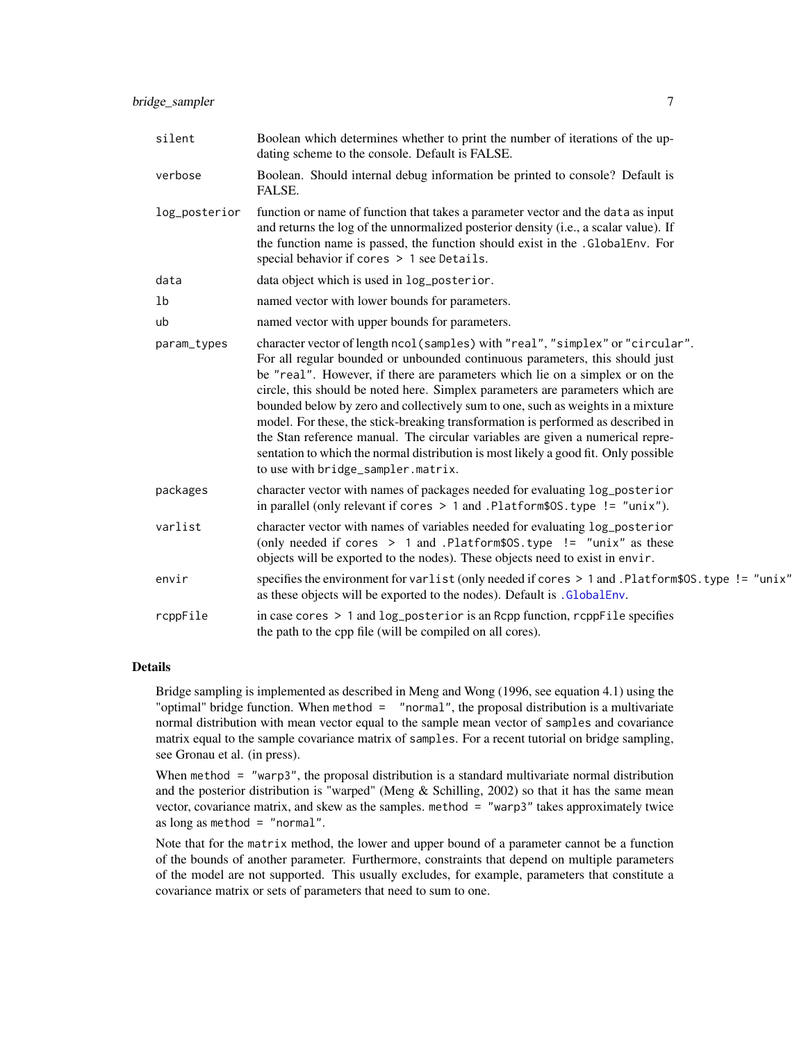| | |
|---|---|
| `silent` | Boolean which determines whether to print the number of iterations of the updating scheme to the console. Default is FALSE. |
| `verbose` | Boolean. Should internal debug information be printed to console? Default is FALSE. |
| `log_posterior` | function or name of function that takes a parameter vector and the `data` as input and returns the log of the unnormalized posterior density (i.e., a scalar value). If the function name is passed, the function should exist in the `.GlobalEnv`. For special behavior if `cores > 1` see `Details`. |
| `data` | data object which is used in `log_posterior`. |
| `lb` | named vector with lower bounds for parameters. |
| `ub` | named vector with upper bounds for parameters. |
| `param_types` | character vector of length `ncol(samples)` with `"real"`, `"simplex"` or `"circular"`. For all regular bounded or unbounded continuous parameters, this should just be `"real"`. However, if there are parameters which lie on a simplex or on the circle, this should be noted here. Simplex parameters are parameters which are bounded below by zero and collectively sum to one, such as weights in a mixture model. For these, the stick-breaking transformation is performed as described in the Stan reference manual. The circular variables are given a numerical representation to which the normal distribution is most likely a good fit. Only possible to use with `bridge_sampler.matrix`. |
| `packages` | character vector with names of packages needed for evaluating `log_posterior` in parallel (only relevant if `cores > 1` and `.Platform$OS.type != "unix"`). |
| `varlist` | character vector with names of variables needed for evaluating `log_posterior` (only needed if `cores > 1` and `.Platform$OS.type != "unix"` as these objects will be exported to the nodes). These objects need to exist in `envir`. |
| `envir` | specifies the environment for `varlist` (only needed if `cores > 1` and `.Platform$OS.type != "unix"` as these objects will be exported to the nodes). Default is `.GlobalEnv`. |
| `rcppFile` | in case `cores > 1` and `log_posterior` is an `Rcpp` function, `rcppFile` specifies the path to the cpp file (will be compiled on all cores). |

## Details

Bridge sampling is implemented as described in Meng and Wong (1996, see equation 4.1) using the "optimal" bridge function. When `method = "normal"`, the proposal distribution is a multivariate normal distribution with mean vector equal to the sample mean vector of `samples` and covariance matrix equal to the sample covariance matrix of `samples`. For a recent tutorial on bridge sampling, see Gronau et al. (in press).

When `method = "warp3"`, the proposal distribution is a standard multivariate normal distribution and the posterior distribution is "warped" (Meng & Schilling, 2002) so that it has the same mean vector, covariance matrix, and skew as the samples. `method = "warp3"` takes approximately twice as long as `method = "normal"`.

Note that for the `matrix` method, the lower and upper bound of a parameter cannot be a function of the bounds of another parameter. Furthermore, constraints that depend on multiple parameters of the model are not supported. This usually excludes, for example, parameters that constitute a covariance matrix or sets of parameters that need to sum to one.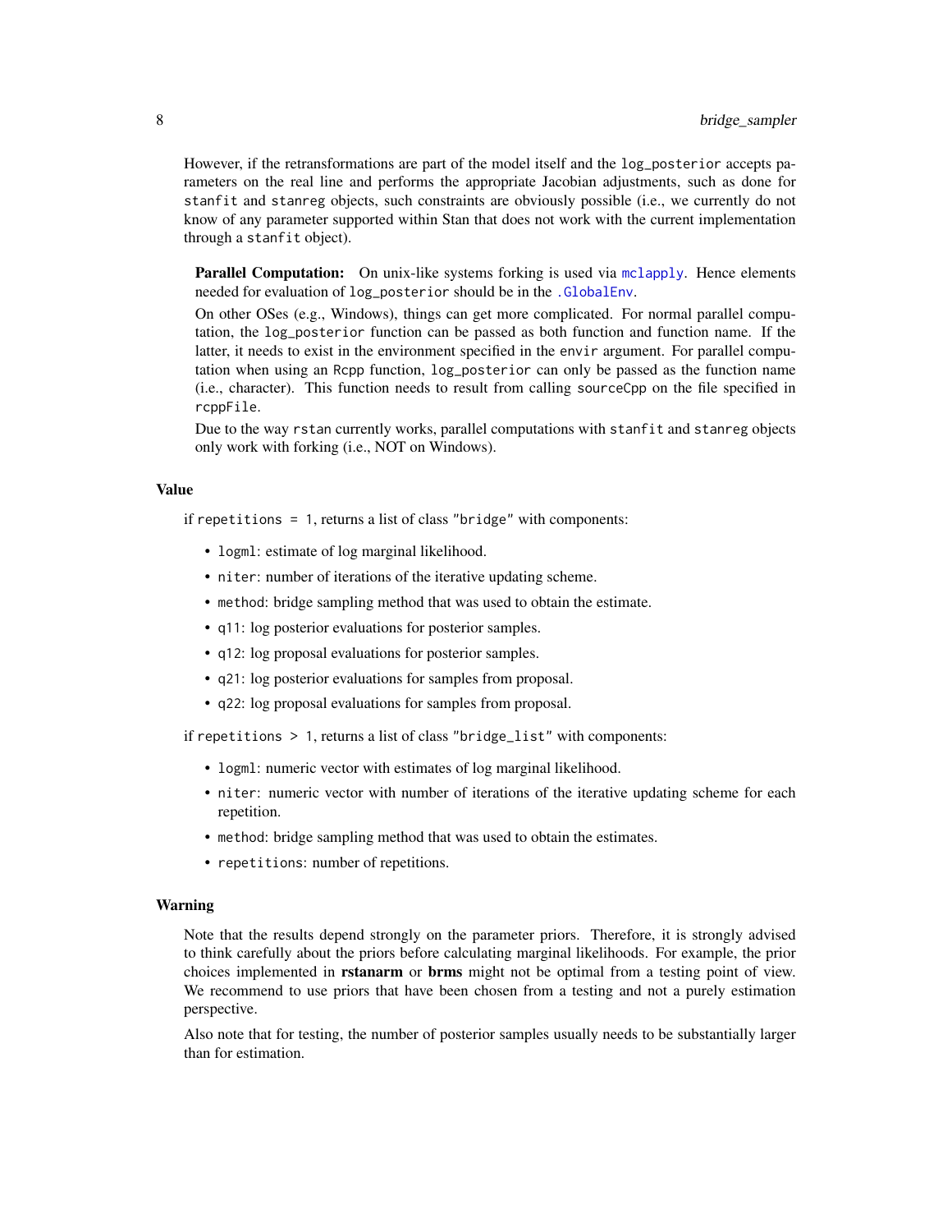However, if the retransformations are part of the model itself and the `log_posterior` accepts parameters on the real line and performs the appropriate Jacobian adjustments, such as done for `stanfit` and `stanreg` objects, such constraints are obviously possible (i.e., we currently do not know of any parameter supported within Stan that does not work with the current implementation through a `stanfit` object).

**Parallel Computation:** On unix-like systems forking is used via `mclapply`. Hence elements needed for evaluation of `log_posterior` should be in the `.GlobalEnv`.

On other OSes (e.g., Windows), things can get more complicated. For normal parallel computation, the `log_posterior` function can be passed as both function and function name. If the latter, it needs to exist in the environment specified in the `envir` argument. For parallel computation when using an Rcpp function, `log_posterior` can only be passed as the function name (i.e., character). This function needs to result from calling `sourceCpp` on the file specified in `rcppFile`.

Due to the way `rstan` currently works, parallel computations with `stanfit` and `stanreg` objects only work with forking (i.e., NOT on Windows).

## Value

if `repetitions = 1`, returns a list of class `"bridge"` with components:

- `logml`: estimate of log marginal likelihood.
- `niter`: number of iterations of the iterative updating scheme.
- `method`: bridge sampling method that was used to obtain the estimate.
- `q11`: log posterior evaluations for posterior samples.
- `q12`: log proposal evaluations for posterior samples.
- `q21`: log posterior evaluations for samples from proposal.
- `q22`: log proposal evaluations for samples from proposal.

if `repetitions > 1`, returns a list of class `"bridge_list"` with components:

- `logml`: numeric vector with estimates of log marginal likelihood.
- `niter`: numeric vector with number of iterations of the iterative updating scheme for each repetition.
- `method`: bridge sampling method that was used to obtain the estimates.
- `repetitions`: number of repetitions.

## Warning

Note that the results depend strongly on the parameter priors. Therefore, it is strongly advised to think carefully about the priors before calculating marginal likelihoods. For example, the prior choices implemented in **rstanarm** or **brms** might not be optimal from a testing point of view. We recommend to use priors that have been chosen from a testing and not a purely estimation perspective.

Also note that for testing, the number of posterior samples usually needs to be substantially larger than for estimation.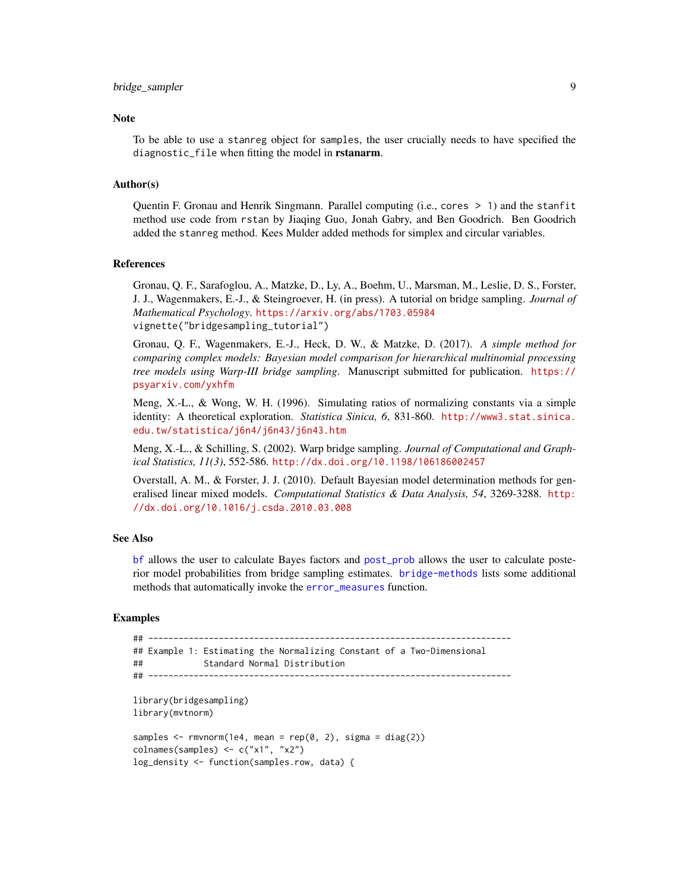### Note

To be able to use a stanreg object for samples, the user crucially needs to have specified the diagnostic_file when fitting the model in **rstanarm**.

### Author(s)

Quentin F. Gronau and Henrik Singmann. Parallel computing (i.e., cores > 1) and the stanfit method use code from rstan by Jiaqing Guo, Jonah Gabry, and Ben Goodrich. Ben Goodrich added the stanreg method. Kees Mulder added methods for simplex and circular variables.

### References

Gronau, Q. F., Sarafoglou, A., Matzke, D., Ly, A., Boehm, U., Marsman, M., Leslie, D. S., Forster, J. J., Wagenmakers, E.-J., & Steingroever, H. (in press). A tutorial on bridge sampling. *Journal of Mathematical Psychology*. https://arxiv.org/abs/1703.05984
vignette("bridgesampling_tutorial")

Gronau, Q. F., Wagenmakers, E.-J., Heck, D. W., & Matzke, D. (2017). *A simple method for comparing complex models: Bayesian model comparison for hierarchical multinomial processing tree models using Warp-III bridge sampling*. Manuscript submitted for publication. https://psyarxiv.com/yxhfm

Meng, X.-L., & Wong, W. H. (1996). Simulating ratios of normalizing constants via a simple identity: A theoretical exploration. *Statistica Sinica, 6*, 831-860. http://www3.stat.sinica.edu.tw/statistica/j6n4/j6n43/j6n43.htm

Meng, X.-L., & Schilling, S. (2002). Warp bridge sampling. *Journal of Computational and Graphical Statistics, 11(3)*, 552-586. http://dx.doi.org/10.1198/106186002457

Overstall, A. M., & Forster, J. J. (2010). Default Bayesian model determination methods for generalised linear mixed models. *Computational Statistics & Data Analysis, 54*, 3269-3288. http://dx.doi.org/10.1016/j.csda.2010.03.008

### See Also

bf allows the user to calculate Bayes factors and post_prob allows the user to calculate posterior model probabilities from bridge sampling estimates. bridge-methods lists some additional methods that automatically invoke the error_measures function.

### Examples

```
## ------------------------------------------------------------------------
## Example 1: Estimating the Normalizing Constant of a Two-Dimensional
##            Standard Normal Distribution
## ------------------------------------------------------------------------

library(bridgesampling)
library(mvtnorm)

samples <- rmvnorm(1e4, mean = rep(0, 2), sigma = diag(2))
colnames(samples) <- c("x1", "x2")
log_density <- function(samples.row, data) {
```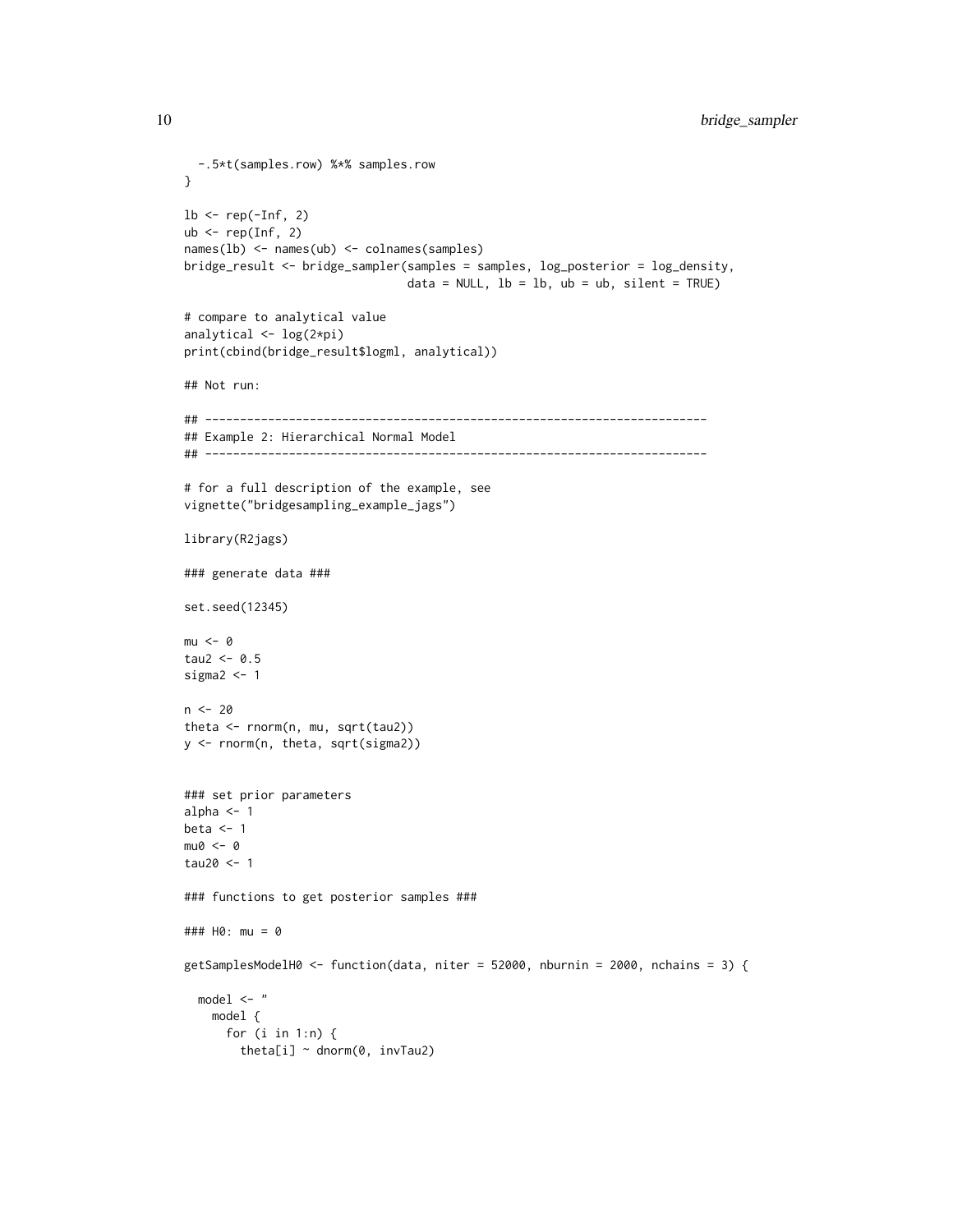```
  -.5*t(samples.row) %*% samples.row
}

lb <- rep(-Inf, 2)
ub <- rep(Inf, 2)
names(lb) <- names(ub) <- colnames(samples)
bridge_result <- bridge_sampler(samples = samples, log_posterior = log_density,
                                data = NULL, lb = lb, ub = ub, silent = TRUE)

# compare to analytical value
analytical <- log(2*pi)
print(cbind(bridge_result$logml, analytical))

## Not run:

## ------------------------------------------------------------------------
## Example 2: Hierarchical Normal Model
## ------------------------------------------------------------------------

# for a full description of the example, see
vignette("bridgesampling_example_jags")

library(R2jags)

### generate data ###

set.seed(12345)

mu <- 0
tau2 <- 0.5
sigma2 <- 1

n <- 20
theta <- rnorm(n, mu, sqrt(tau2))
y <- rnorm(n, theta, sqrt(sigma2))


### set prior parameters
alpha <- 1
beta <- 1
mu0 <- 0
tau20 <- 1

### functions to get posterior samples ###

### H0: mu = 0

getSamplesModelH0 <- function(data, niter = 52000, nburnin = 2000, nchains = 3) {

  model <- "
    model {
      for (i in 1:n) {
        theta[i] ~ dnorm(0, invTau2)
```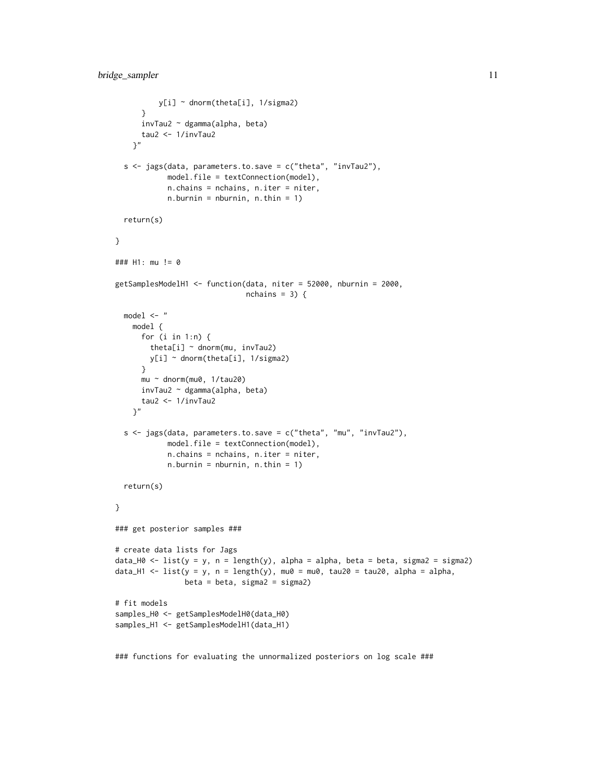```
        y[i] ~ dnorm(theta[i], 1/sigma2)
      }
      invTau2 ~ dgamma(alpha, beta)
      tau2 <- 1/invTau2
    }"

  s <- jags(data, parameters.to.save = c("theta", "invTau2"),
            model.file = textConnection(model),
            n.chains = nchains, n.iter = niter,
            n.burnin = nburnin, n.thin = 1)

  return(s)

}

### H1: mu != 0

getSamplesModelH1 <- function(data, niter = 52000, nburnin = 2000,
                              nchains = 3) {

  model <- "
    model {
      for (i in 1:n) {
        theta[i] ~ dnorm(mu, invTau2)
        y[i] ~ dnorm(theta[i], 1/sigma2)
      }
      mu ~ dnorm(mu0, 1/tau20)
      invTau2 ~ dgamma(alpha, beta)
      tau2 <- 1/invTau2
    }"

  s <- jags(data, parameters.to.save = c("theta", "mu", "invTau2"),
            model.file = textConnection(model),
            n.chains = nchains, n.iter = niter,
            n.burnin = nburnin, n.thin = 1)

  return(s)

}

### get posterior samples ###

# create data lists for Jags
data_H0 <- list(y = y, n = length(y), alpha = alpha, beta = beta, sigma2 = sigma2)
data_H1 <- list(y = y, n = length(y), mu0 = mu0, tau20 = tau20, alpha = alpha,
                beta = beta, sigma2 = sigma2)

# fit models
samples_H0 <- getSamplesModelH0(data_H0)
samples_H1 <- getSamplesModelH1(data_H1)


### functions for evaluating the unnormalized posteriors on log scale ###
```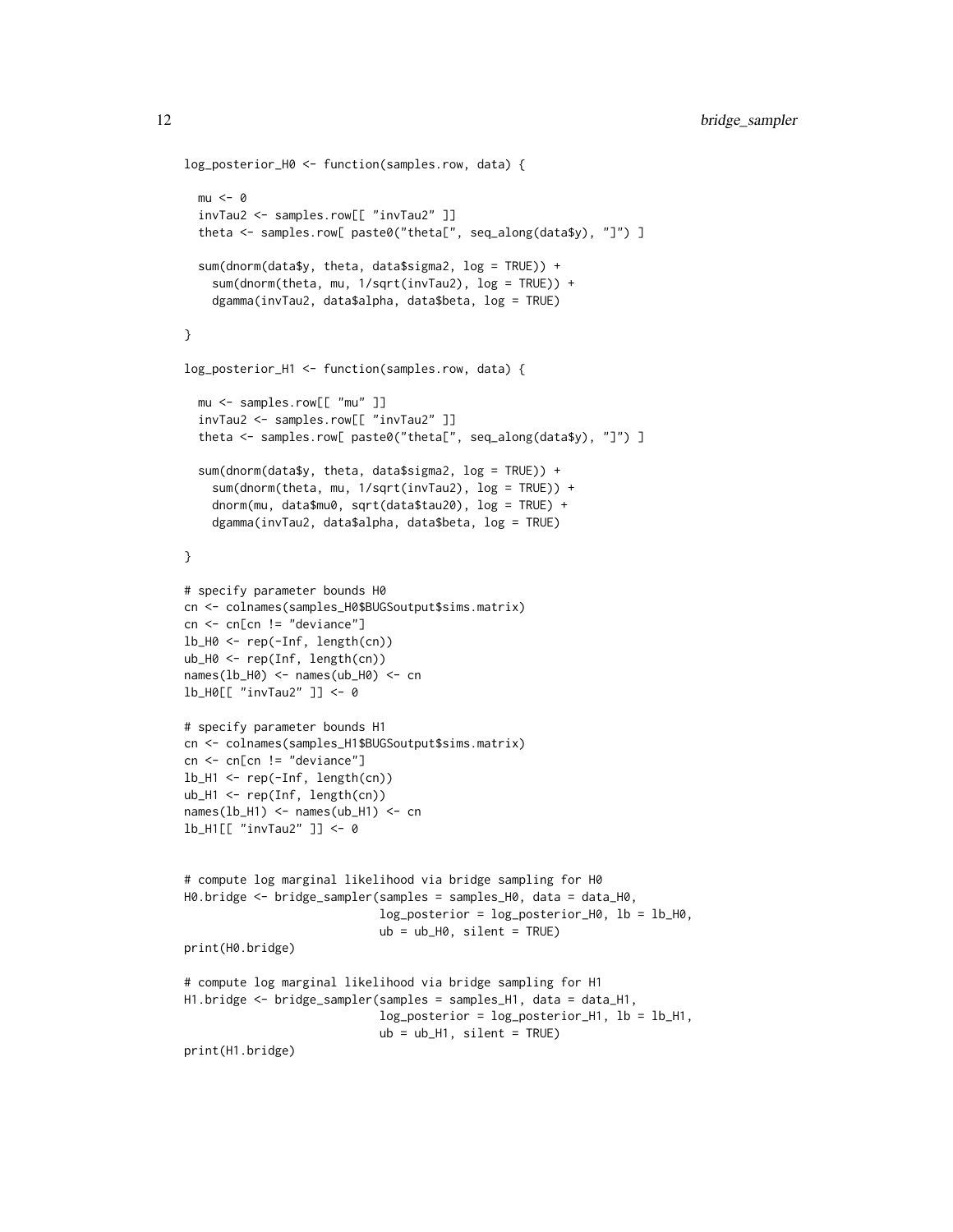```
log_posterior_H0 <- function(samples.row, data) {

  mu <- 0
  invTau2 <- samples.row[[ "invTau2" ]]
  theta <- samples.row[ paste0("theta[", seq_along(data$y), "]") ]

  sum(dnorm(data$y, theta, data$sigma2, log = TRUE)) +
    sum(dnorm(theta, mu, 1/sqrt(invTau2), log = TRUE)) +
    dgamma(invTau2, data$alpha, data$beta, log = TRUE)

}

log_posterior_H1 <- function(samples.row, data) {

  mu <- samples.row[[ "mu" ]]
  invTau2 <- samples.row[[ "invTau2" ]]
  theta <- samples.row[ paste0("theta[", seq_along(data$y), "]") ]

  sum(dnorm(data$y, theta, data$sigma2, log = TRUE)) +
    sum(dnorm(theta, mu, 1/sqrt(invTau2), log = TRUE)) +
    dnorm(mu, data$mu0, sqrt(data$tau20), log = TRUE) +
    dgamma(invTau2, data$alpha, data$beta, log = TRUE)

}

# specify parameter bounds H0
cn <- colnames(samples_H0$BUGSoutput$sims.matrix)
cn <- cn[cn != "deviance"]
lb_H0 <- rep(-Inf, length(cn))
ub_H0 <- rep(Inf, length(cn))
names(lb_H0) <- names(ub_H0) <- cn
lb_H0[[ "invTau2" ]] <- 0

# specify parameter bounds H1
cn <- colnames(samples_H1$BUGSoutput$sims.matrix)
cn <- cn[cn != "deviance"]
lb_H1 <- rep(-Inf, length(cn))
ub_H1 <- rep(Inf, length(cn))
names(lb_H1) <- names(ub_H1) <- cn
lb_H1[[ "invTau2" ]] <- 0


# compute log marginal likelihood via bridge sampling for H0
H0.bridge <- bridge_sampler(samples = samples_H0, data = data_H0,
                            log_posterior = log_posterior_H0, lb = lb_H0,
                            ub = ub_H0, silent = TRUE)
print(H0.bridge)

# compute log marginal likelihood via bridge sampling for H1
H1.bridge <- bridge_sampler(samples = samples_H1, data = data_H1,
                            log_posterior = log_posterior_H1, lb = lb_H1,
                            ub = ub_H1, silent = TRUE)
print(H1.bridge)
```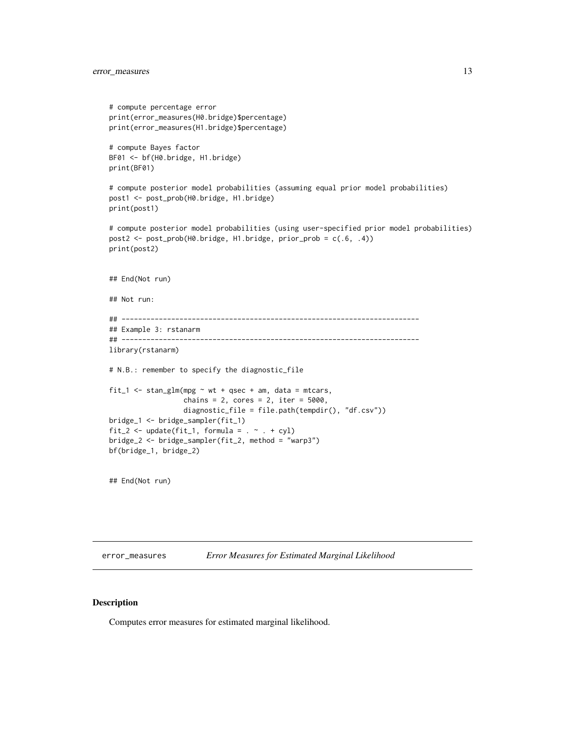```
# compute percentage error
print(error_measures(H0.bridge)$percentage)
print(error_measures(H1.bridge)$percentage)

# compute Bayes factor
BF01 <- bf(H0.bridge, H1.bridge)
print(BF01)

# compute posterior model probabilities (assuming equal prior model probabilities)
post1 <- post_prob(H0.bridge, H1.bridge)
print(post1)

# compute posterior model probabilities (using user-specified prior model probabilities)
post2 <- post_prob(H0.bridge, H1.bridge, prior_prob = c(.6, .4))
print(post2)


## End(Not run)

## Not run:

## ------------------------------------------------------------------------
## Example 3: rstanarm
## ------------------------------------------------------------------------
library(rstanarm)

# N.B.: remember to specify the diagnostic_file

fit_1 <- stan_glm(mpg ~ wt + qsec + am, data = mtcars,
                  chains = 2, cores = 2, iter = 5000,
                  diagnostic_file = file.path(tempdir(), "df.csv"))
bridge_1 <- bridge_sampler(fit_1)
fit_2 <- update(fit_1, formula = . ~ . + cyl)
bridge_2 <- bridge_sampler(fit_2, method = "warp3")
bf(bridge_1, bridge_2)


## End(Not run)
```

## error_measures *Error Measures for Estimated Marginal Likelihood*

### Description

Computes error measures for estimated marginal likelihood.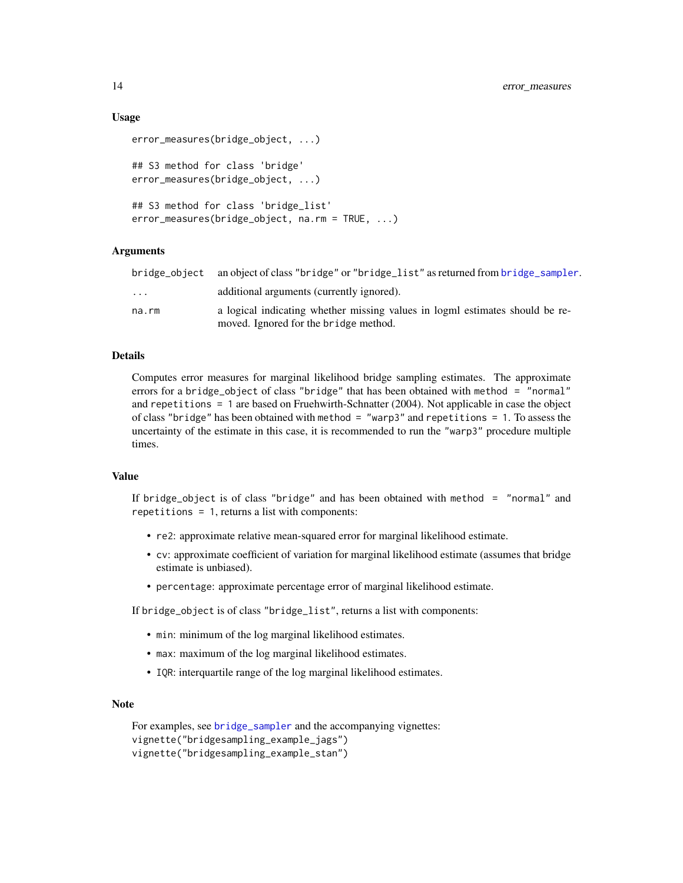### Usage

```
error_measures(bridge_object, ...)

## S3 method for class 'bridge'
error_measures(bridge_object, ...)

## S3 method for class 'bridge_list'
error_measures(bridge_object, na.rm = TRUE, ...)
```

### Arguments

| | |
|---|---|
| `bridge_object` | an object of class "bridge" or "bridge_list" as returned from `bridge_sampler`. |
| `...` | additional arguments (currently ignored). |
| `na.rm` | a logical indicating whether missing values in logml estimates should be removed. Ignored for the `bridge` method. |

### Details

Computes error measures for marginal likelihood bridge sampling estimates. The approximate errors for a `bridge_object` of class "bridge" that has been obtained with `method = "normal"` and `repetitions = 1` are based on Fruehwirth-Schnatter (2004). Not applicable in case the object of class "bridge" has been obtained with `method = "warp3"` and `repetitions = 1`. To assess the uncertainty of the estimate in this case, it is recommended to run the "warp3" procedure multiple times.

### Value

If `bridge_object` is of class "bridge" and has been obtained with `method = "normal"` and `repetitions = 1`, returns a list with components:

- `re2`: approximate relative mean-squared error for marginal likelihood estimate.
- `cv`: approximate coefficient of variation for marginal likelihood estimate (assumes that bridge estimate is unbiased).
- `percentage`: approximate percentage error of marginal likelihood estimate.

If `bridge_object` is of class "bridge_list", returns a list with components:

- `min`: minimum of the log marginal likelihood estimates.
- `max`: maximum of the log marginal likelihood estimates.
- `IQR`: interquartile range of the log marginal likelihood estimates.

### Note

For examples, see `bridge_sampler` and the accompanying vignettes:
`vignette("bridgesampling_example_jags")`
`vignette("bridgesampling_example_stan")`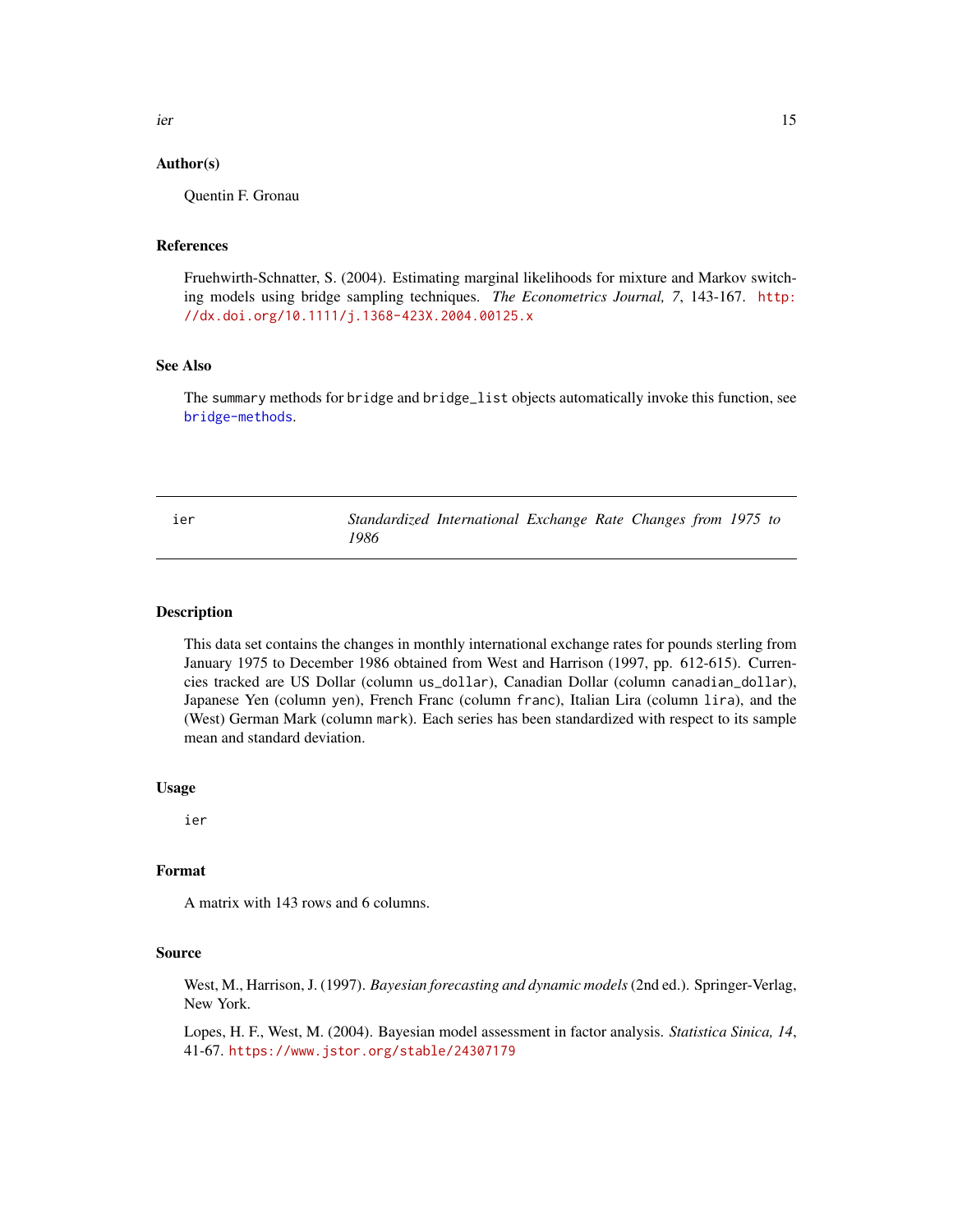### Author(s)

Quentin F. Gronau

### References

Fruehwirth-Schnatter, S. (2004). Estimating marginal likelihoods for mixture and Markov switching models using bridge sampling techniques. *The Econometrics Journal, 7*, 143-167. http://dx.doi.org/10.1111/j.1368-423X.2004.00125.x

### See Also

The `summary` methods for `bridge` and `bridge_list` objects automatically invoke this function, see `bridge-methods`.

---

## ier — *Standardized International Exchange Rate Changes from 1975 to 1986*

---

### Description

This data set contains the changes in monthly international exchange rates for pounds sterling from January 1975 to December 1986 obtained from West and Harrison (1997, pp. 612-615). Currencies tracked are US Dollar (column `us_dollar`), Canadian Dollar (column `canadian_dollar`), Japanese Yen (column `yen`), French Franc (column `franc`), Italian Lira (column `lira`), and the (West) German Mark (column `mark`). Each series has been standardized with respect to its sample mean and standard deviation.

### Usage

```
ier
```

### Format

A matrix with 143 rows and 6 columns.

### Source

West, M., Harrison, J. (1997). *Bayesian forecasting and dynamic models* (2nd ed.). Springer-Verlag, New York.

Lopes, H. F., West, M. (2004). Bayesian model assessment in factor analysis. *Statistica Sinica, 14*, 41-67. https://www.jstor.org/stable/24307179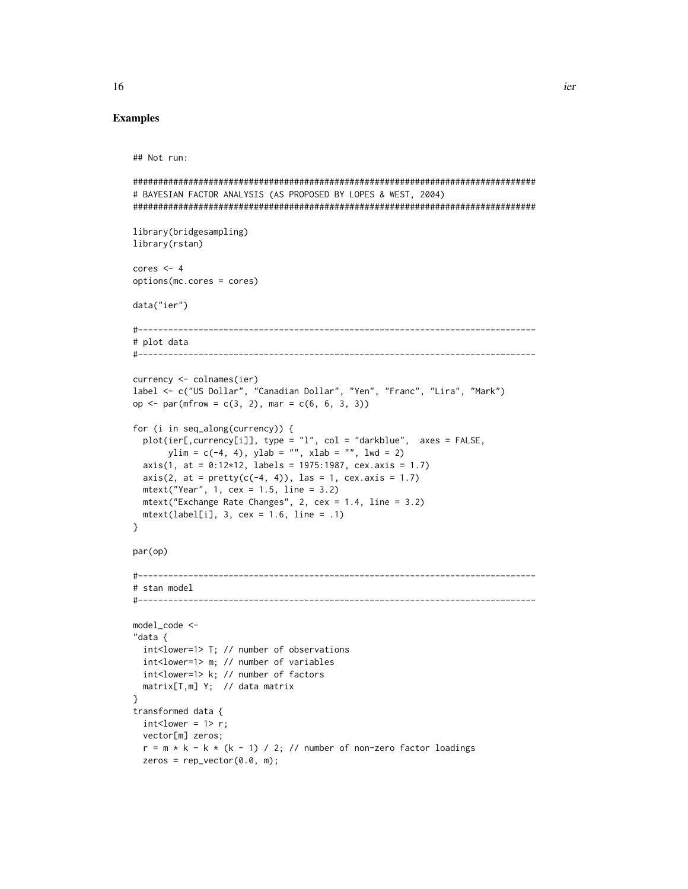## Examples

```
## Not run:

################################################################################
# BAYESIAN FACTOR ANALYSIS (AS PROPOSED BY LOPES & WEST, 2004)
################################################################################

library(bridgesampling)
library(rstan)

cores <- 4
options(mc.cores = cores)

data("ier")

#-------------------------------------------------------------------------------
# plot data
#-------------------------------------------------------------------------------

currency <- colnames(ier)
label <- c("US Dollar", "Canadian Dollar", "Yen", "Franc", "Lira", "Mark")
op <- par(mfrow = c(3, 2), mar = c(6, 6, 3, 3))

for (i in seq_along(currency)) {
  plot(ier[,currency[i]], type = "l", col = "darkblue",  axes = FALSE,
       ylim = c(-4, 4), ylab = "", xlab = "", lwd = 2)
  axis(1, at = 0:12*12, labels = 1975:1987, cex.axis = 1.7)
  axis(2, at = pretty(c(-4, 4)), las = 1, cex.axis = 1.7)
  mtext("Year", 1, cex = 1.5, line = 3.2)
  mtext("Exchange Rate Changes", 2, cex = 1.4, line = 3.2)
  mtext(label[i], 3, cex = 1.6, line = .1)
}

par(op)

#-------------------------------------------------------------------------------
# stan model
#-------------------------------------------------------------------------------

model_code <-
"data {
  int<lower=1> T; // number of observations
  int<lower=1> m; // number of variables
  int<lower=1> k; // number of factors
  matrix[T,m] Y;  // data matrix
}
transformed data {
  int<lower = 1> r;
  vector[m] zeros;
  r = m * k - k * (k - 1) / 2; // number of non-zero factor loadings
  zeros = rep_vector(0.0, m);
```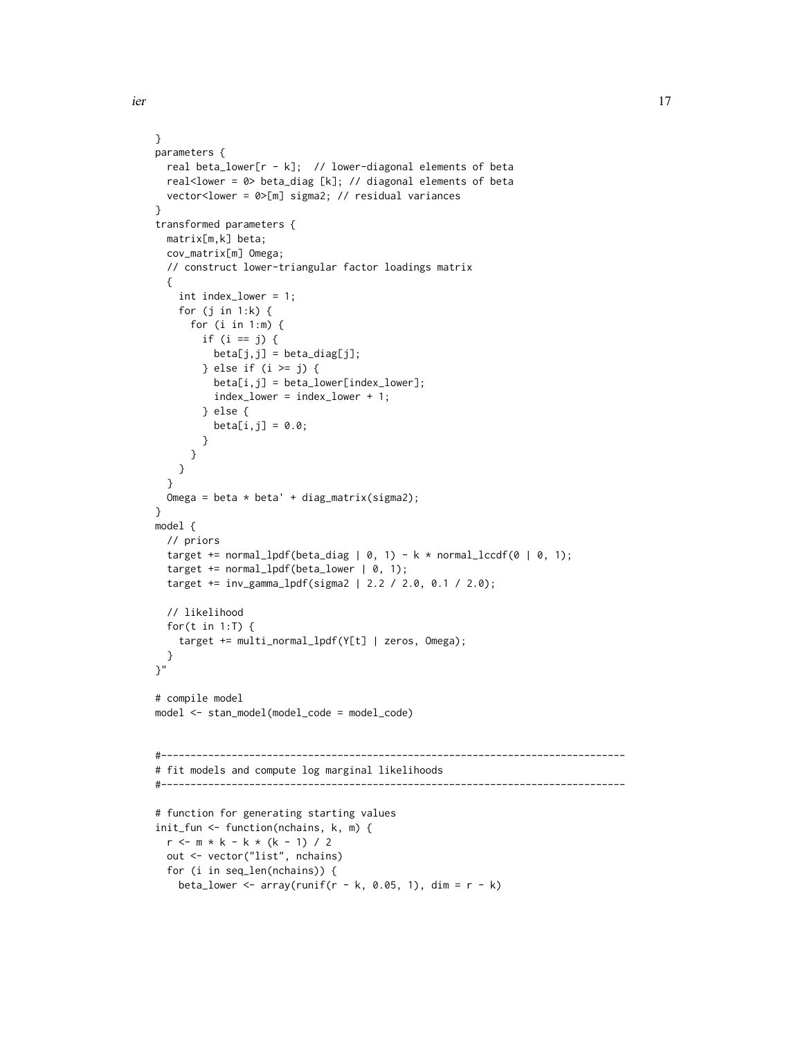```
}
parameters {
  real beta_lower[r - k];  // lower-diagonal elements of beta
  real<lower = 0> beta_diag [k]; // diagonal elements of beta
  vector<lower = 0>[m] sigma2; // residual variances
}
transformed parameters {
  matrix[m,k] beta;
  cov_matrix[m] Omega;
  // construct lower-triangular factor loadings matrix
  {
    int index_lower = 1;
    for (j in 1:k) {
      for (i in 1:m) {
        if (i == j) {
          beta[j,j] = beta_diag[j];
        } else if (i >= j) {
          beta[i,j] = beta_lower[index_lower];
          index_lower = index_lower + 1;
        } else {
          beta[i,j] = 0.0;
        }
      }
    }
  }
  Omega = beta * beta' + diag_matrix(sigma2);
}
model {
  // priors
  target += normal_lpdf(beta_diag | 0, 1) - k * normal_lccdf(0 | 0, 1);
  target += normal_lpdf(beta_lower | 0, 1);
  target += inv_gamma_lpdf(sigma2 | 2.2 / 2.0, 0.1 / 2.0);

  // likelihood
  for(t in 1:T) {
    target += multi_normal_lpdf(Y[t] | zeros, Omega);
  }
}"

# compile model
model <- stan_model(model_code = model_code)


#-------------------------------------------------------------------------------
# fit models and compute log marginal likelihoods
#-------------------------------------------------------------------------------

# function for generating starting values
init_fun <- function(nchains, k, m) {
  r <- m * k - k * (k - 1) / 2
  out <- vector("list", nchains)
  for (i in seq_len(nchains)) {
    beta_lower <- array(runif(r - k, 0.05, 1), dim = r - k)
```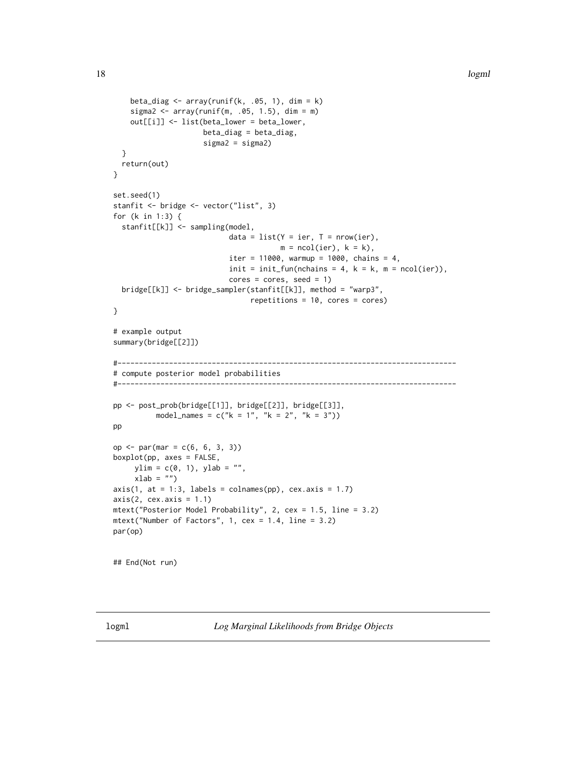```
    beta_diag <- array(runif(k, .05, 1), dim = k)
    sigma2 <- array(runif(m, .05, 1.5), dim = m)
    out[[i]] <- list(beta_lower = beta_lower,
                     beta_diag = beta_diag,
                     sigma2 = sigma2)
  }
  return(out)
}

set.seed(1)
stanfit <- bridge <- vector("list", 3)
for (k in 1:3) {
  stanfit[[k]] <- sampling(model,
                           data = list(Y = ier, T = nrow(ier),
                                       m = ncol(ier), k = k),
                           iter = 11000, warmup = 1000, chains = 4,
                           init = init_fun(nchains = 4, k = k, m = ncol(ier)),
                           cores = cores, seed = 1)
  bridge[[k]] <- bridge_sampler(stanfit[[k]], method = "warp3",
                                repetitions = 10, cores = cores)
}

# example output
summary(bridge[[2]])

#-------------------------------------------------------------------------------
# compute posterior model probabilities
#-------------------------------------------------------------------------------

pp <- post_prob(bridge[[1]], bridge[[2]], bridge[[3]],
          model_names = c("k = 1", "k = 2", "k = 3"))
pp

op <- par(mar = c(6, 6, 3, 3))
boxplot(pp, axes = FALSE,
     ylim = c(0, 1), ylab = "",
     xlab = "")
axis(1, at = 1:3, labels = colnames(pp), cex.axis = 1.7)
axis(2, cex.axis = 1.1)
mtext("Posterior Model Probability", 2, cex = 1.5, line = 3.2)
mtext("Number of Factors", 1, cex = 1.4, line = 3.2)
par(op)


## End(Not run)
```

## logml — *Log Marginal Likelihoods from Bridge Objects*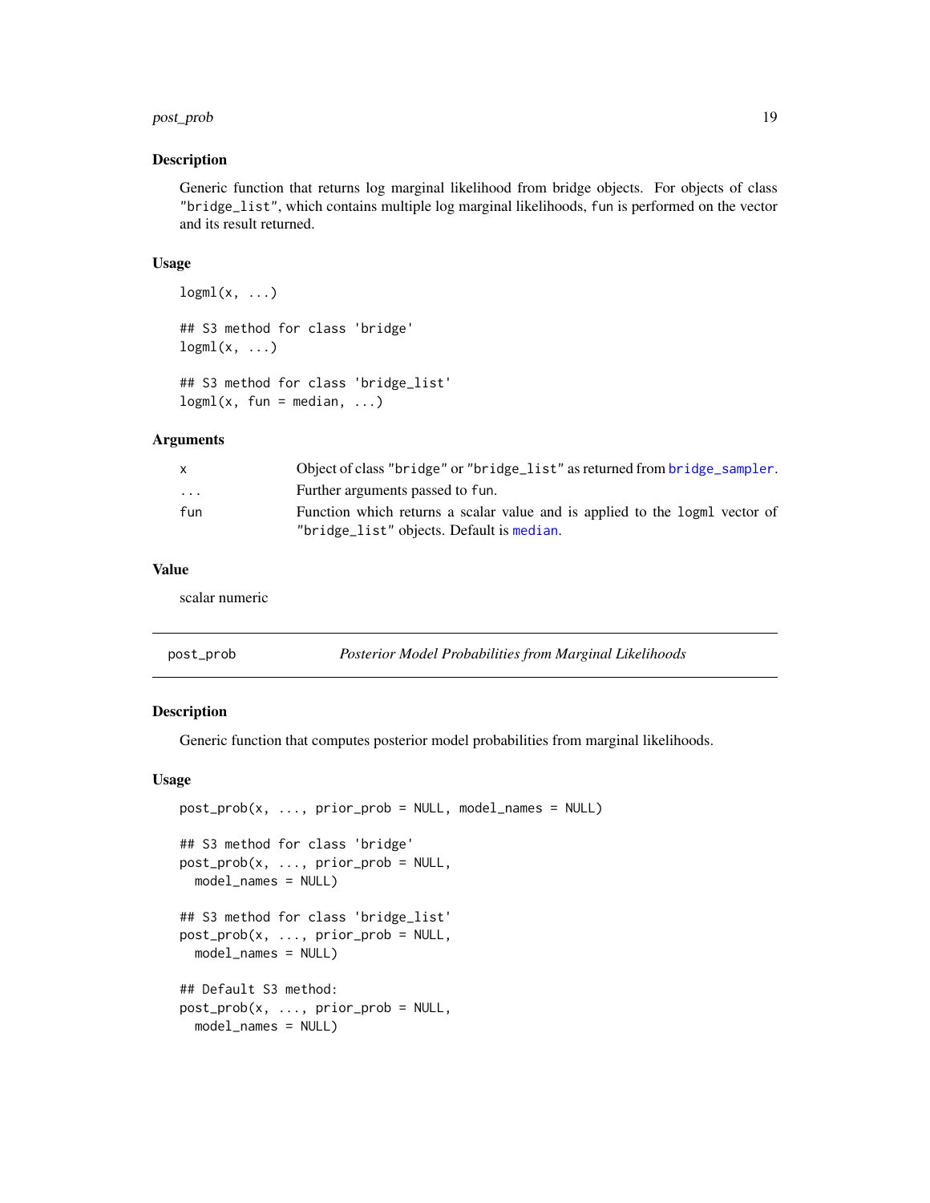### Description

Generic function that returns log marginal likelihood from bridge objects. For objects of class "bridge_list", which contains multiple log marginal likelihoods, fun is performed on the vector and its result returned.

### Usage

```
logml(x, ...)

## S3 method for class 'bridge'
logml(x, ...)

## S3 method for class 'bridge_list'
logml(x, fun = median, ...)
```

### Arguments

| | |
|---|---|
| x | Object of class "bridge" or "bridge_list" as returned from bridge_sampler. |
| ... | Further arguments passed to fun. |
| fun | Function which returns a scalar value and is applied to the logml vector of "bridge_list" objects. Default is median. |

### Value

scalar numeric

---

## post_prob — *Posterior Model Probabilities from Marginal Likelihoods*

### Description

Generic function that computes posterior model probabilities from marginal likelihoods.

### Usage

```
post_prob(x, ..., prior_prob = NULL, model_names = NULL)

## S3 method for class 'bridge'
post_prob(x, ..., prior_prob = NULL,
  model_names = NULL)

## S3 method for class 'bridge_list'
post_prob(x, ..., prior_prob = NULL,
  model_names = NULL)

## Default S3 method:
post_prob(x, ..., prior_prob = NULL,
  model_names = NULL)
```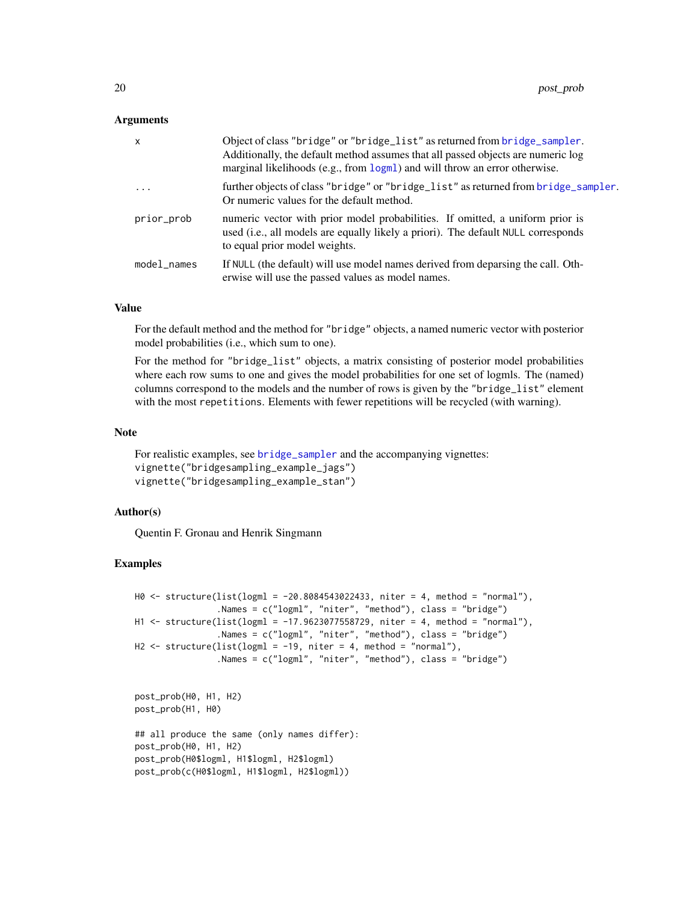## Arguments

| | |
|---|---|
| x | Object of class "bridge" or "bridge_list" as returned from bridge_sampler. Additionally, the default method assumes that all passed objects are numeric log marginal likelihoods (e.g., from logml) and will throw an error otherwise. |
| ... | further objects of class "bridge" or "bridge_list" as returned from bridge_sampler. Or numeric values for the default method. |
| prior_prob | numeric vector with prior model probabilities. If omitted, a uniform prior is used (i.e., all models are equally likely a priori). The default NULL corresponds to equal prior model weights. |
| model_names | If NULL (the default) will use model names derived from deparsing the call. Otherwise will use the passed values as model names. |

## Value

For the default method and the method for "bridge" objects, a named numeric vector with posterior model probabilities (i.e., which sum to one).

For the method for "bridge_list" objects, a matrix consisting of posterior model probabilities where each row sums to one and gives the model probabilities for one set of logmls. The (named) columns correspond to the models and the number of rows is given by the "bridge_list" element with the most repetitions. Elements with fewer repetitions will be recycled (with warning).

## Note

For realistic examples, see bridge_sampler and the accompanying vignettes:
vignette("bridgesampling_example_jags")
vignette("bridgesampling_example_stan")

## Author(s)

Quentin F. Gronau and Henrik Singmann

## Examples

```
H0 <- structure(list(logml = -20.8084543022433, niter = 4, method = "normal"),
                .Names = c("logml", "niter", "method"), class = "bridge")
H1 <- structure(list(logml = -17.9623077558729, niter = 4, method = "normal"),
                .Names = c("logml", "niter", "method"), class = "bridge")
H2 <- structure(list(logml = -19, niter = 4, method = "normal"),
                .Names = c("logml", "niter", "method"), class = "bridge")


post_prob(H0, H1, H2)
post_prob(H1, H0)

## all produce the same (only names differ):
post_prob(H0, H1, H2)
post_prob(H0$logml, H1$logml, H2$logml)
post_prob(c(H0$logml, H1$logml, H2$logml))
```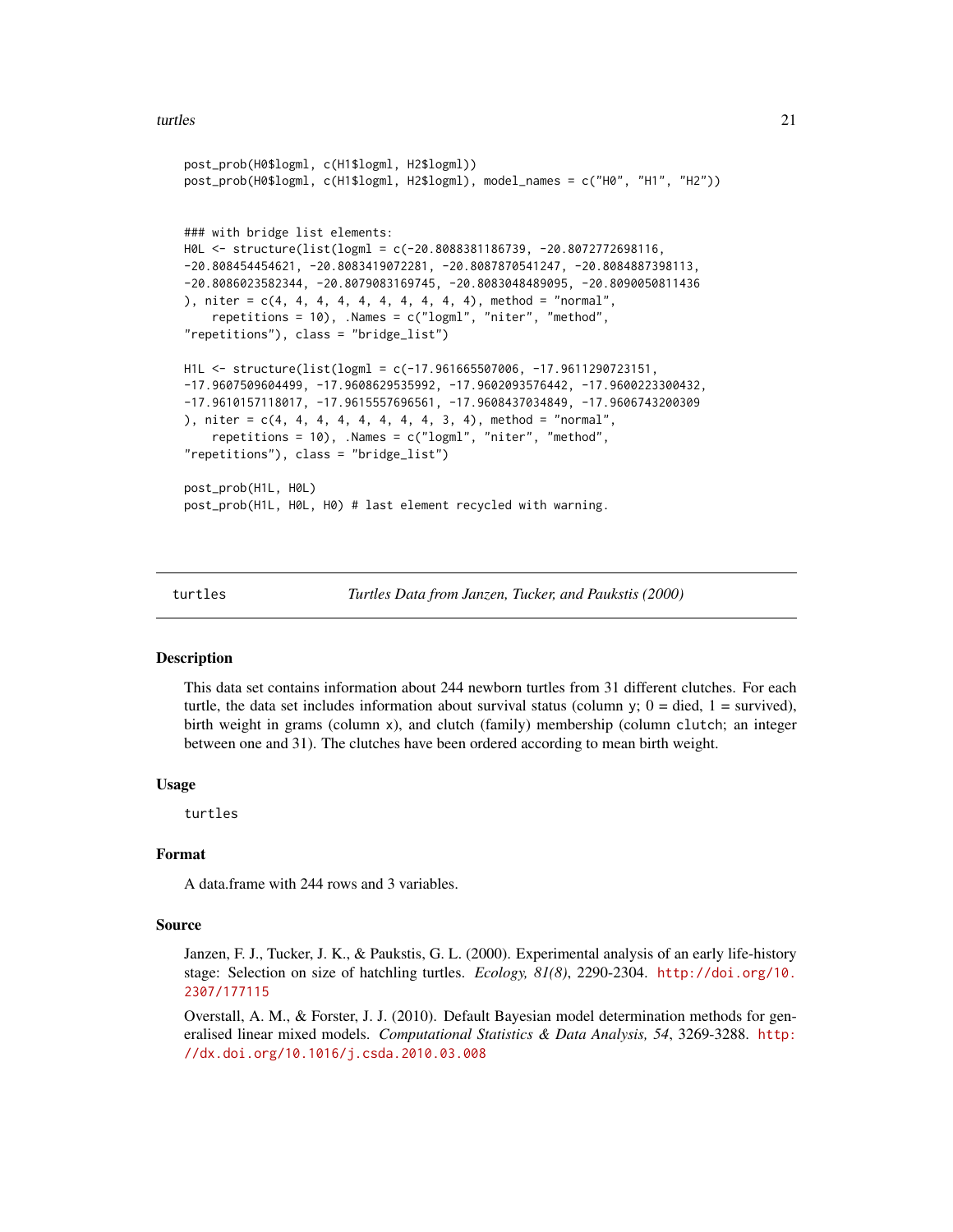```
post_prob(H0$logml, c(H1$logml, H2$logml))
post_prob(H0$logml, c(H1$logml, H2$logml), model_names = c("H0", "H1", "H2"))


### with bridge list elements:
H0L <- structure(list(logml = c(-20.8088381186739, -20.8072772698116,
-20.808454454621, -20.8083419072281, -20.8087870541247, -20.8084887398113,
-20.8086023582344, -20.8079083169745, -20.8083048489095, -20.8090050811436
), niter = c(4, 4, 4, 4, 4, 4, 4, 4, 4, 4), method = "normal",
    repetitions = 10), .Names = c("logml", "niter", "method",
"repetitions"), class = "bridge_list")

H1L <- structure(list(logml = c(-17.961665507006, -17.9611290723151,
-17.9607509604499, -17.9608629535992, -17.9602093576442, -17.9600223300432,
-17.9610157118017, -17.9615557696561, -17.9608437034849, -17.9606743200309
), niter = c(4, 4, 4, 4, 4, 4, 4, 4, 3, 4), method = "normal",
    repetitions = 10), .Names = c("logml", "niter", "method",
"repetitions"), class = "bridge_list")

post_prob(H1L, H0L)
post_prob(H1L, H0L, H0) # last element recycled with warning.
```

## turtles *Turtles Data from Janzen, Tucker, and Paukstis (2000)*

### Description

This data set contains information about 244 newborn turtles from 31 different clutches. For each turtle, the data set includes information about survival status (column y; 0 = died, 1 = survived), birth weight in grams (column x), and clutch (family) membership (column clutch; an integer between one and 31). The clutches have been ordered according to mean birth weight.

### Usage

```
turtles
```

### Format

A data.frame with 244 rows and 3 variables.

### Source

Janzen, F. J., Tucker, J. K., & Paukstis, G. L. (2000). Experimental analysis of an early life-history stage: Selection on size of hatchling turtles. *Ecology, 81(8)*, 2290-2304. http://doi.org/10.2307/177115

Overstall, A. M., & Forster, J. J. (2010). Default Bayesian model determination methods for generalised linear mixed models. *Computational Statistics & Data Analysis, 54*, 3269-3288. http://dx.doi.org/10.1016/j.csda.2010.03.008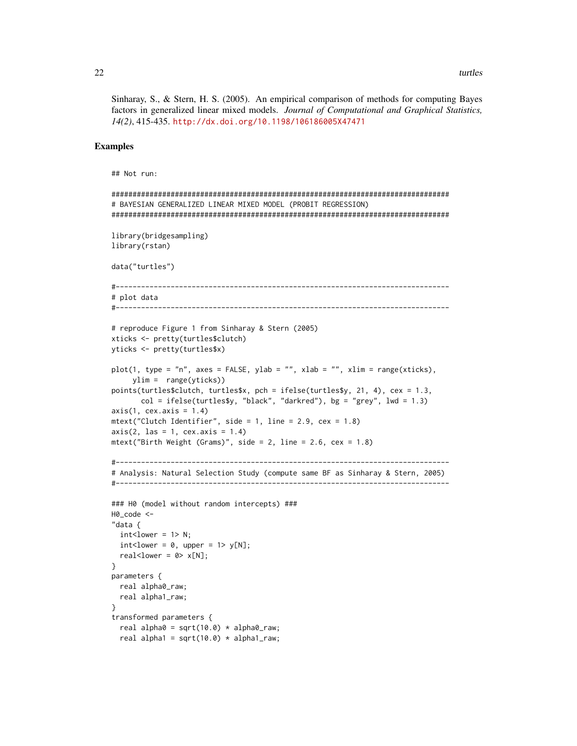Sinharay, S., & Stern, H. S. (2005). An empirical comparison of methods for computing Bayes factors in generalized linear mixed models. *Journal of Computational and Graphical Statistics, 14(2)*, 415-435. http://dx.doi.org/10.1198/106186005X47471

## Examples

```
## Not run:

################################################################################
# BAYESIAN GENERALIZED LINEAR MIXED MODEL (PROBIT REGRESSION)
################################################################################

library(bridgesampling)
library(rstan)

data("turtles")

#-------------------------------------------------------------------------------
# plot data
#-------------------------------------------------------------------------------

# reproduce Figure 1 from Sinharay & Stern (2005)
xticks <- pretty(turtles$clutch)
yticks <- pretty(turtles$x)

plot(1, type = "n", axes = FALSE, ylab = "", xlab = "", xlim = range(xticks),
     ylim =  range(yticks))
points(turtles$clutch, turtles$x, pch = ifelse(turtles$y, 21, 4), cex = 1.3,
       col = ifelse(turtles$y, "black", "darkred"), bg = "grey", lwd = 1.3)
axis(1, cex.axis = 1.4)
mtext("Clutch Identifier", side = 1, line = 2.9, cex = 1.8)
axis(2, las = 1, cex.axis = 1.4)
mtext("Birth Weight (Grams)", side = 2, line = 2.6, cex = 1.8)

#-------------------------------------------------------------------------------
# Analysis: Natural Selection Study (compute same BF as Sinharay & Stern, 2005)
#-------------------------------------------------------------------------------

### H0 (model without random intercepts) ###
H0_code <-
"data {
  int<lower = 1> N;
  int<lower = 0, upper = 1> y[N];
  real<lower = 0> x[N];
}
parameters {
  real alpha0_raw;
  real alpha1_raw;
}
transformed parameters {
  real alpha0 = sqrt(10.0) * alpha0_raw;
  real alpha1 = sqrt(10.0) * alpha1_raw;
```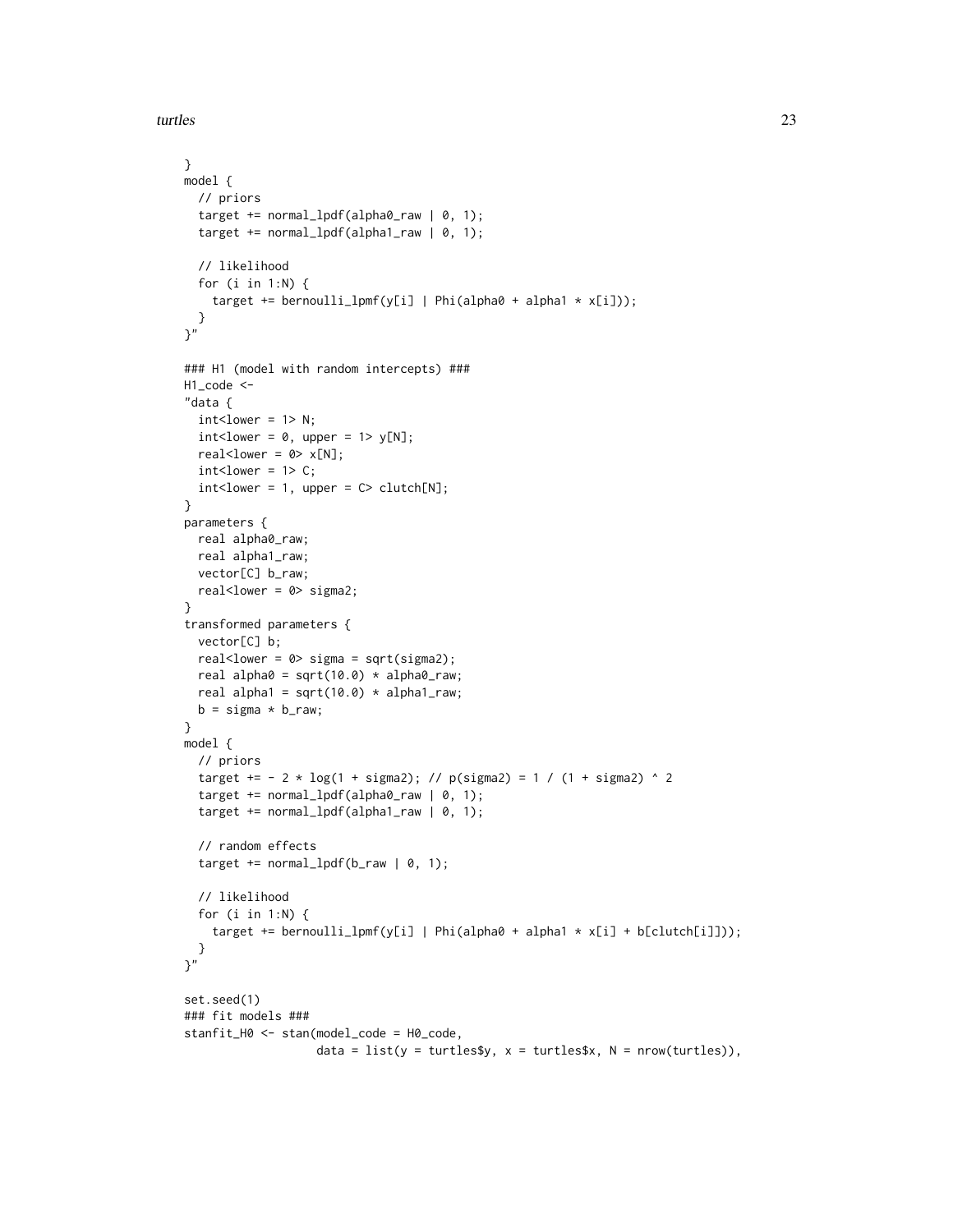```
}
model {
  // priors
  target += normal_lpdf(alpha0_raw | 0, 1);
  target += normal_lpdf(alpha1_raw | 0, 1);

  // likelihood
  for (i in 1:N) {
    target += bernoulli_lpmf(y[i] | Phi(alpha0 + alpha1 * x[i]));
  }
}"

### H1 (model with random intercepts) ###
H1_code <-
"data {
  int<lower = 1> N;
  int<lower = 0, upper = 1> y[N];
  real<lower = 0> x[N];
  int<lower = 1> C;
  int<lower = 1, upper = C> clutch[N];
}
parameters {
  real alpha0_raw;
  real alpha1_raw;
  vector[C] b_raw;
  real<lower = 0> sigma2;
}
transformed parameters {
  vector[C] b;
  real<lower = 0> sigma = sqrt(sigma2);
  real alpha0 = sqrt(10.0) * alpha0_raw;
  real alpha1 = sqrt(10.0) * alpha1_raw;
  b = sigma * b_raw;
}
model {
  // priors
  target += - 2 * log(1 + sigma2); // p(sigma2) = 1 / (1 + sigma2) ^ 2
  target += normal_lpdf(alpha0_raw | 0, 1);
  target += normal_lpdf(alpha1_raw | 0, 1);

  // random effects
  target += normal_lpdf(b_raw | 0, 1);

  // likelihood
  for (i in 1:N) {
    target += bernoulli_lpmf(y[i] | Phi(alpha0 + alpha1 * x[i] + b[clutch[i]]));
  }
}"

set.seed(1)
### fit models ###
stanfit_H0 <- stan(model_code = H0_code,
                   data = list(y = turtles$y, x = turtles$x, N = nrow(turtles)),
```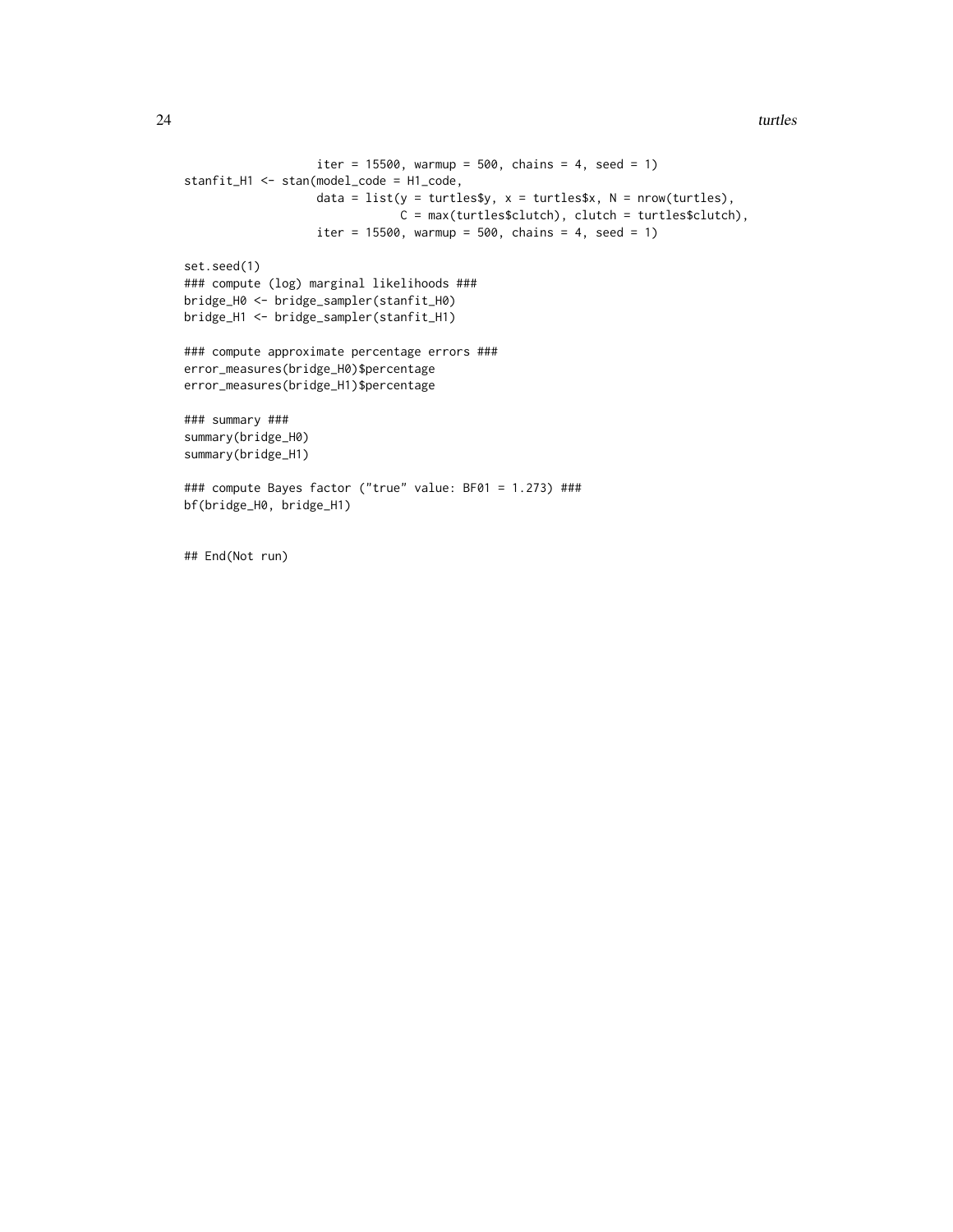```
                   iter = 15500, warmup = 500, chains = 4, seed = 1)
stanfit_H1 <- stan(model_code = H1_code,
                   data = list(y = turtles$y, x = turtles$x, N = nrow(turtles),
                               C = max(turtles$clutch), clutch = turtles$clutch),
                   iter = 15500, warmup = 500, chains = 4, seed = 1)

set.seed(1)
### compute (log) marginal likelihoods ###
bridge_H0 <- bridge_sampler(stanfit_H0)
bridge_H1 <- bridge_sampler(stanfit_H1)

### compute approximate percentage errors ###
error_measures(bridge_H0)$percentage
error_measures(bridge_H1)$percentage

### summary ###
summary(bridge_H0)
summary(bridge_H1)

### compute Bayes factor ("true" value: BF01 = 1.273) ###
bf(bridge_H0, bridge_H1)


## End(Not run)
```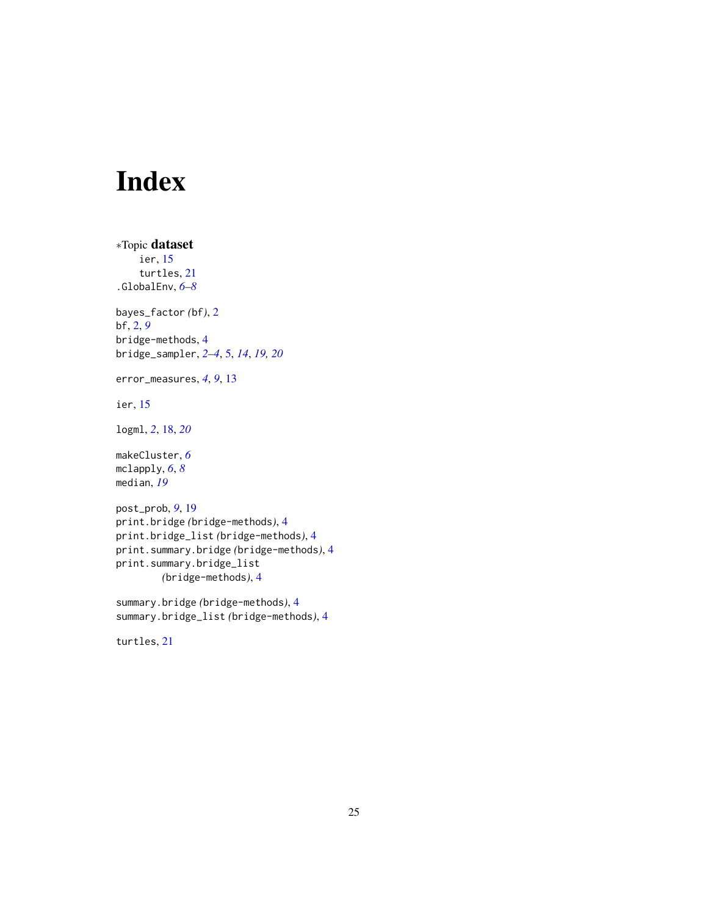# Index

∗Topic **dataset**

- ier, 15
- turtles, 21

.GlobalEnv, *6–8*

bayes_factor *(*bf*)*, 2
bf, 2, *9*
bridge-methods, 4
bridge_sampler, *2–4*, 5, *14*, *19, 20*

error_measures, *4*, *9*, 13

ier, 15

logml, *2*, 18, *20*

makeCluster, *6*
mclapply, *6*, *8*
median, *19*

post_prob, *9*, 19
print.bridge *(*bridge-methods*)*, 4
print.bridge_list *(*bridge-methods*)*, 4
print.summary.bridge *(*bridge-methods*)*, 4
print.summary.bridge_list *(*bridge-methods*)*, 4

summary.bridge *(*bridge-methods*)*, 4
summary.bridge_list *(*bridge-methods*)*, 4

turtles, 21